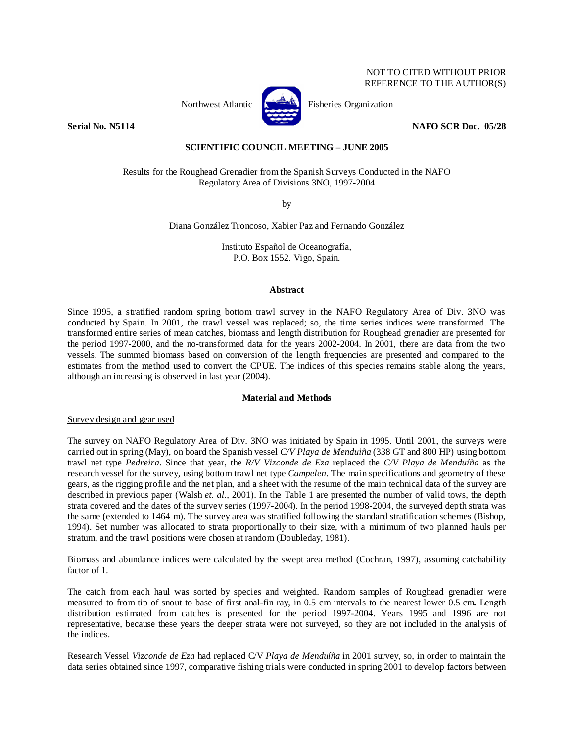NOT TO CITED WITHOUT PRIOR
REFERENCE TO THE AUTHOR(S)

Northwest Atlantic Fisheries Organization

**Serial No. N5114** **NAFO SCR Doc. 05/28**

**SCIENTIFIC COUNCIL MEETING – JUNE 2005**

Results for the Roughead Grenadier from the Spanish Surveys Conducted in the NAFO Regulatory Area of Divisions 3NO, 1997-2004

by

Diana González Troncoso, Xabier Paz and Fernando González

Instituto Español de Oceanografía,
P.O. Box 1552. Vigo, Spain.

## Abstract

Since 1995, a stratified random spring bottom trawl survey in the NAFO Regulatory Area of Div. 3NO was conducted by Spain. In 2001, the trawl vessel was replaced; so, the time series indices were transformed. The transformed entire series of mean catches, biomass and length distribution for Roughead grenadier are presented for the period 1997-2000, and the no-transformed data for the years 2002-2004. In 2001, there are data from the two vessels. The summed biomass based on conversion of the length frequencies are presented and compared to the estimates from the method used to convert the CPUE. The indices of this species remains stable along the years, although an increasing is observed in last year (2004).

## Material and Methods

Survey design and gear used

The survey on NAFO Regulatory Area of Div. 3NO was initiated by Spain in 1995. Until 2001, the surveys were carried out in spring (May), on board the Spanish vessel *C/V Playa de Menduiña* (338 GT and 800 HP) using bottom trawl net type *Pedreira*. Since that year, the *R/V Vizconde de Eza* replaced the *C/V Playa de Menduíña* as the research vessel for the survey, using bottom trawl net type *Campelen*. The main specifications and geometry of these gears, as the rigging profile and the net plan, and a sheet with the resume of the main technical data of the survey are described in previous paper (Walsh *et. al*., 2001). In the Table 1 are presented the number of valid tows, the depth strata covered and the dates of the survey series (1997-2004). In the period 1998-2004, the surveyed depth strata was the same (extended to 1464 m). The survey area was stratified following the standard stratification schemes (Bishop, 1994). Set number was allocated to strata proportionally to their size, with a minimum of two planned hauls per stratum, and the trawl positions were chosen at random (Doubleday, 1981).

Biomass and abundance indices were calculated by the swept area method (Cochran, 1997), assuming catchability factor of 1.

The catch from each haul was sorted by species and weighted. Random samples of Roughead grenadier were measured to from tip of snout to base of first anal-fin ray, in 0.5 cm intervals to the nearest lower 0.5 cm**.** Length distribution estimated from catches is presented for the period 1997-2004. Years 1995 and 1996 are not representative, because these years the deeper strata were not surveyed, so they are not included in the analysis of the indices.

Research Vessel *Vizconde de Eza* had replaced C/V *Playa de Menduíña* in 2001 survey, so, in order to maintain the data series obtained since 1997, comparative fishing trials were conducted in spring 2001 to develop factors between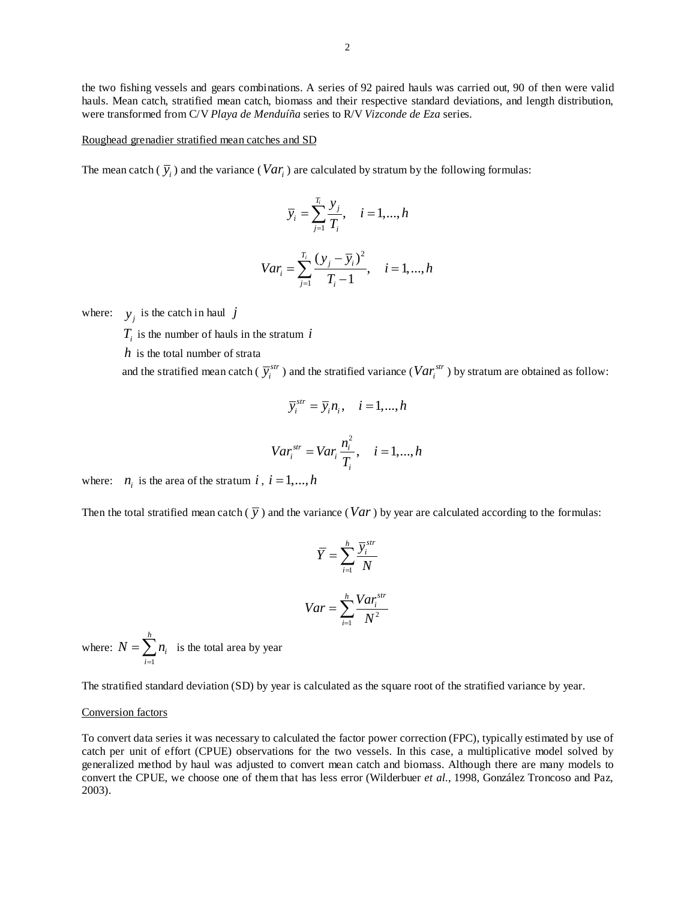the two fishing vessels and gears combinations. A series of 92 paired hauls was carried out, 90 of then were valid hauls. Mean catch, stratified mean catch, biomass and their respective standard deviations, and length distribution, were transformed from C/V *Playa de Menduíña* series to R/V *Vizconde de Eza* series.

Roughead grenadier stratified mean catches and SD

The mean catch ( $\bar{y}_i$ ) and the variance ( $Var_i$ ) are calculated by stratum by the following formulas:

$$\bar{y}_i = \sum_{j=1}^{T_i} \frac{y_j}{T_i}, \quad i = 1,...,h$$

$$Var_i = \sum_{j=1}^{T_i} \frac{(y_j - \bar{y}_i)^2}{T_i - 1}, \quad i = 1,...,h$$

where: $y_j$ is the catch in haul $j$

$T_i$ is the number of hauls in the stratum $i$

$h$ is the total number of strata

and the stratified mean catch ( $\bar{y}_i^{str}$ ) and the stratified variance ( $Var_i^{str}$ ) by stratum are obtained as follow:

$$\bar{y}_i^{str} = \bar{y}_i n_i, \quad i = 1,...,h$$

$$Var_i^{str} = Var_i \frac{n_i^2}{T_i}, \quad i = 1,...,h$$

where: $n_i$ is the area of the stratum $i$ , $i = 1,...,h$

Then the total stratified mean catch ( $\bar{y}$ ) and the variance ( $Var$ ) by year are calculated according to the formulas:

$$\bar{Y} = \sum_{i=1}^{h} \frac{\bar{y}_i^{str}}{N}$$

$$Var = \sum_{i=1}^{h} \frac{Var_i^{str}}{N^2}$$

where: $N = \sum_{i=1}^{h} n_i$ is the total area by year

The stratified standard deviation (SD) by year is calculated as the square root of the stratified variance by year.

Conversion factors

To convert data series it was necessary to calculated the factor power correction (FPC), typically estimated by use of catch per unit of effort (CPUE) observations for the two vessels. In this case, a multiplicative model solved by generalized method by haul was adjusted to convert mean catch and biomass. Although there are many models to convert the CPUE, we choose one of them that has less error (Wilderbuer *et al.*, 1998, González Troncoso and Paz, 2003).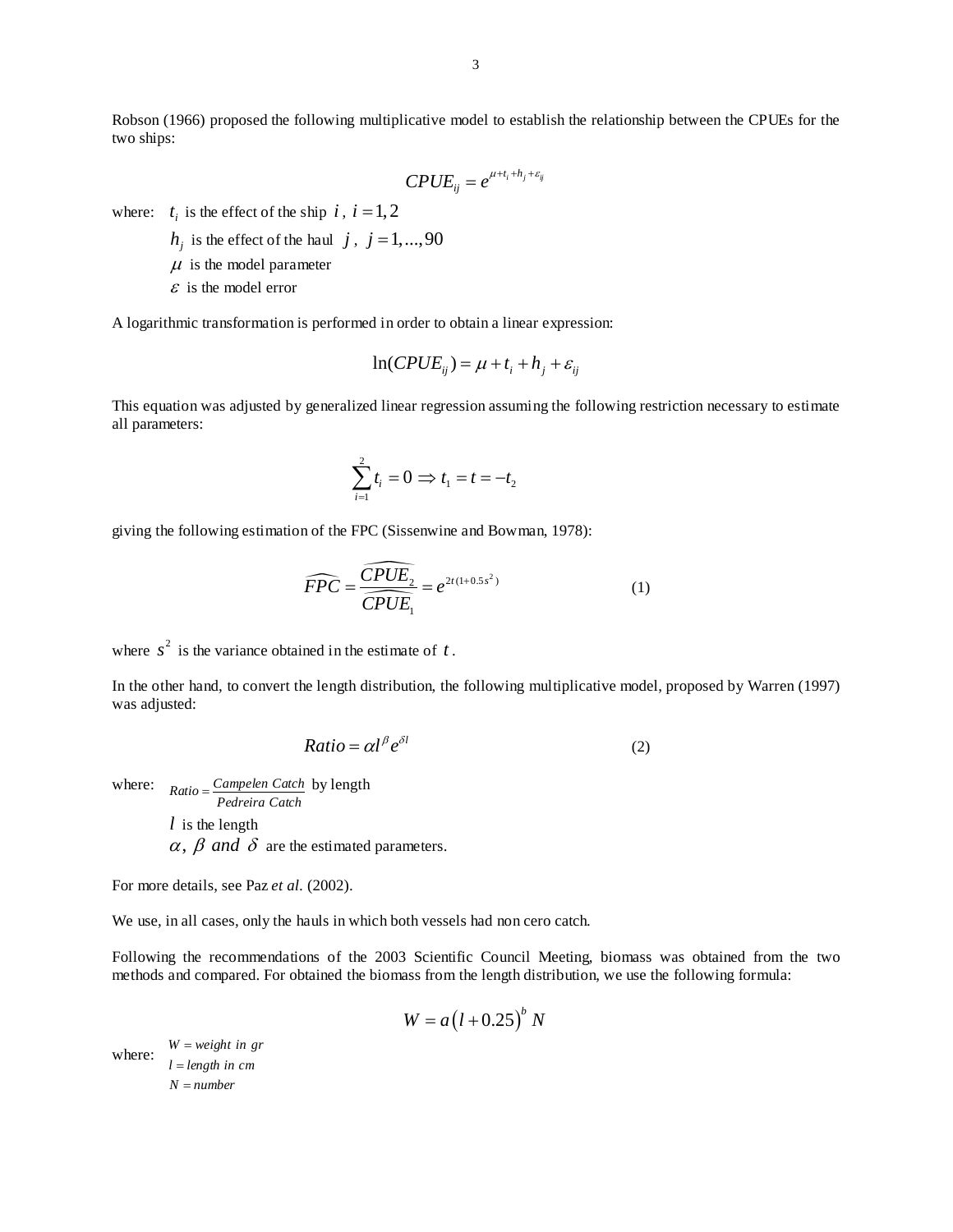Robson (1966) proposed the following multiplicative model to establish the relationship between the CPUEs for the two ships:

$$CPUE_{ij} = e^{\mu + t_i + h_j + \varepsilon_{ij}}$$

where: $t_i$ is the effect of the ship $i$, $i = 1, 2$

$h_j$ is the effect of the haul $j$, $j = 1, ..., 90$

$\mu$ is the model parameter

$\varepsilon$ is the model error

A logarithmic transformation is performed in order to obtain a linear expression:

$$\ln(CPUE_{ij}) = \mu + t_i + h_j + \varepsilon_{ij}$$

This equation was adjusted by generalized linear regression assuming the following restriction necessary to estimate all parameters:

$$\sum_{i=1}^{2} t_i = 0 \Rightarrow t_1 = t = -t_2$$

giving the following estimation of the FPC (Sissenwine and Bowman, 1978):

$$\widehat{FPC} = \frac{\widehat{CPUE_2}}{\widehat{CPUE_1}} = e^{2t(1+0.5s^2)} \qquad (1)$$

where $s^2$ is the variance obtained in the estimate of $t$.

In the other hand, to convert the length distribution, the following multiplicative model, proposed by Warren (1997) was adjusted:

$$Ratio = \alpha l^{\beta} e^{\delta l} \qquad (2)$$

where: $Ratio = \frac{Campelen\ Catch}{Pedreira\ Catch}$ by length

$l$ is the length

$\alpha,\ \beta\ and\ \delta$ are the estimated parameters.

For more details, see Paz *et al.* (2002).

We use, in all cases, only the hauls in which both vessels had non cero catch.

Following the recommendations of the 2003 Scientific Council Meeting, biomass was obtained from the two methods and compared. For obtained the biomass from the length distribution, we use the following formula:

$$W = a\left(l + 0.25\right)^{b} N$$

where: $W = weight\ in\ gr$

$l = length\ in\ cm$

$N = number$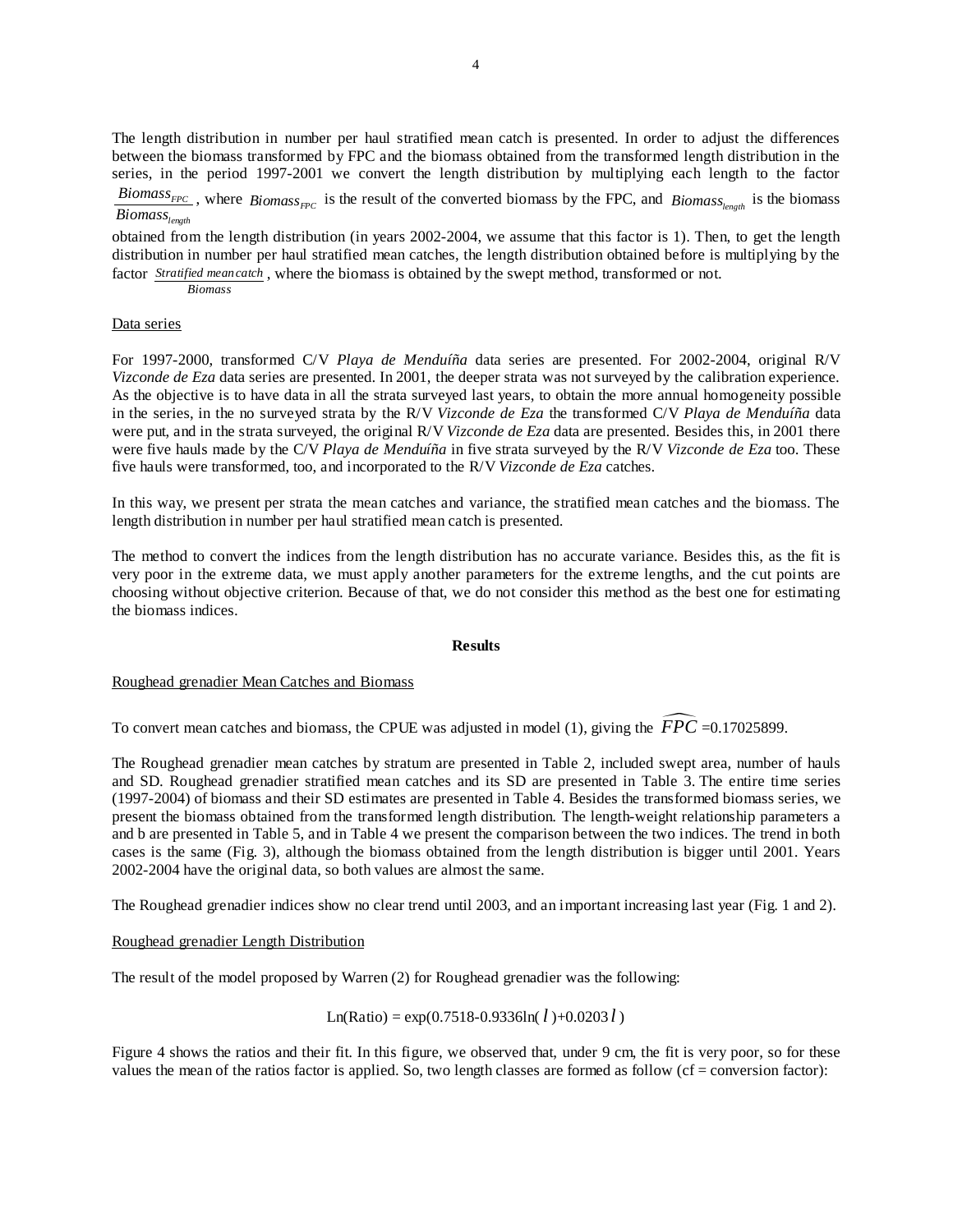The length distribution in number per haul stratified mean catch is presented. In order to adjust the differences between the biomass transformed by FPC and the biomass obtained from the transformed length distribution in the series, in the period 1997-2001 we convert the length distribution by multiplying each length to the factor $\frac{Biomass_{FPC}}{Biomass_{length}}$, where $Biomass_{FPC}$ is the result of the converted biomass by the FPC, and $Biomass_{length}$ is the biomass obtained from the length distribution (in years 2002-2004, we assume that this factor is 1). Then, to get the length distribution in number per haul stratified mean catches, the length distribution obtained before is multiplying by the factor $\frac{Stratified\ mean\ catch}{Biomass}$, where the biomass is obtained by the swept method, transformed or not.

Data series

For 1997-2000, transformed C/V *Playa de Menduíña* data series are presented. For 2002-2004, original R/V *Vizconde de Eza* data series are presented. In 2001, the deeper strata was not surveyed by the calibration experience. As the objective is to have data in all the strata surveyed last years, to obtain the more annual homogeneity possible in the series, in the no surveyed strata by the R/V *Vizconde de Eza* the transformed C/V *Playa de Menduíña* data were put, and in the strata surveyed, the original R/V *Vizconde de Eza* data are presented. Besides this, in 2001 there were five hauls made by the C/V *Playa de Menduíña* in five strata surveyed by the R/V *Vizconde de Eza* too. These five hauls were transformed, too, and incorporated to the R/V *Vizconde de Eza* catches.

In this way, we present per strata the mean catches and variance, the stratified mean catches and the biomass. The length distribution in number per haul stratified mean catch is presented.

The method to convert the indices from the length distribution has no accurate variance. Besides this, as the fit is very poor in the extreme data, we must apply another parameters for the extreme lengths, and the cut points are choosing without objective criterion. Because of that, we do not consider this method as the best one for estimating the biomass indices.

## Results

Roughead grenadier Mean Catches and Biomass

To convert mean catches and biomass, the CPUE was adjusted in model (1), giving the $\widehat{FPC}$ =0.17025899.

The Roughead grenadier mean catches by stratum are presented in Table 2, included swept area, number of hauls and SD. Roughead grenadier stratified mean catches and its SD are presented in Table 3. The entire time series (1997-2004) of biomass and their SD estimates are presented in Table 4. Besides the transformed biomass series, we present the biomass obtained from the transformed length distribution. The length-weight relationship parameters a and b are presented in Table 5, and in Table 4 we present the comparison between the two indices. The trend in both cases is the same (Fig. 3), although the biomass obtained from the length distribution is bigger until 2001. Years 2002-2004 have the original data, so both values are almost the same.

The Roughead grenadier indices show no clear trend until 2003, and an important increasing last year (Fig. 1 and 2).

Roughead grenadier Length Distribution

The result of the model proposed by Warren (2) for Roughead grenadier was the following:

$$\text{Ln(Ratio)} = \exp(0.7518-0.9336\ln(l)+0.0203\,l)$$

Figure 4 shows the ratios and their fit. In this figure, we observed that, under 9 cm, the fit is very poor, so for these values the mean of the ratios factor is applied. So, two length classes are formed as follow (cf = conversion factor):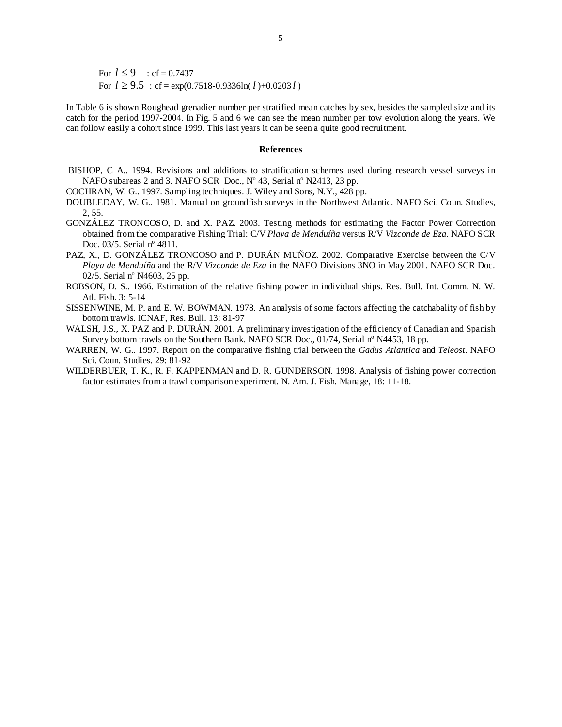For $l \leq 9$ : cf = 0.7437

For $l \geq 9.5$ : cf = $\exp(0.7518 - 0.9336\ln(l) + 0.0203l)$

In Table 6 is shown Roughead grenadier number per stratified mean catches by sex, besides the sampled size and its catch for the period 1997-2004. In Fig. 5 and 6 we can see the mean number per tow evolution along the years. We can follow easily a cohort since 1999. This last years it can be seen a quite good recruitment.

## References

BISHOP, C A.. 1994. Revisions and additions to stratification schemes used during research vessel surveys in NAFO subareas 2 and 3. NAFO SCR Doc., Nº 43, Serial nº N2413, 23 pp.

COCHRAN, W. G.. 1997. Sampling techniques. J. Wiley and Sons, N.Y., 428 pp.

DOUBLEDAY, W. G.. 1981. Manual on groundfish surveys in the Northwest Atlantic. NAFO Sci. Coun. Studies, 2, 55.

GONZÁLEZ TRONCOSO, D. and X. PAZ. 2003. Testing methods for estimating the Factor Power Correction obtained from the comparative Fishing Trial: C/V *Playa de Menduíña* versus R/V *Vizconde de Eza*. NAFO SCR Doc. 03/5. Serial nº 4811.

PAZ, X., D. GONZÁLEZ TRONCOSO and P. DURÁN MUÑOZ. 2002. Comparative Exercise between the C/V *Playa de Menduíña* and the R/V *Vizconde de Eza* in the NAFO Divisions 3NO in May 2001. NAFO SCR Doc. 02/5. Serial nº N4603, 25 pp.

ROBSON, D. S.. 1966. Estimation of the relative fishing power in individual ships. Res. Bull. Int. Comm. N. W. Atl. Fish. 3: 5-14

SISSENWINE, M. P. and E. W. BOWMAN. 1978. An analysis of some factors affecting the catchabality of fish by bottom trawls. ICNAF, Res. Bull. 13: 81-97

WALSH, J.S., X. PAZ and P. DURÁN. 2001. A preliminary investigation of the efficiency of Canadian and Spanish Survey bottom trawls on the Southern Bank. NAFO SCR Doc., 01/74, Serial nº N4453, 18 pp.

WARREN, W. G.. 1997. Report on the comparative fishing trial between the *Gadus Atlantica* and *Teleost*. NAFO Sci. Coun. Studies, 29: 81-92

WILDERBUER, T. K., R. F. KAPPENMAN and D. R. GUNDERSON. 1998. Analysis of fishing power correction factor estimates from a trawl comparison experiment. N. Am. J. Fish. Manage, 18: 11-18.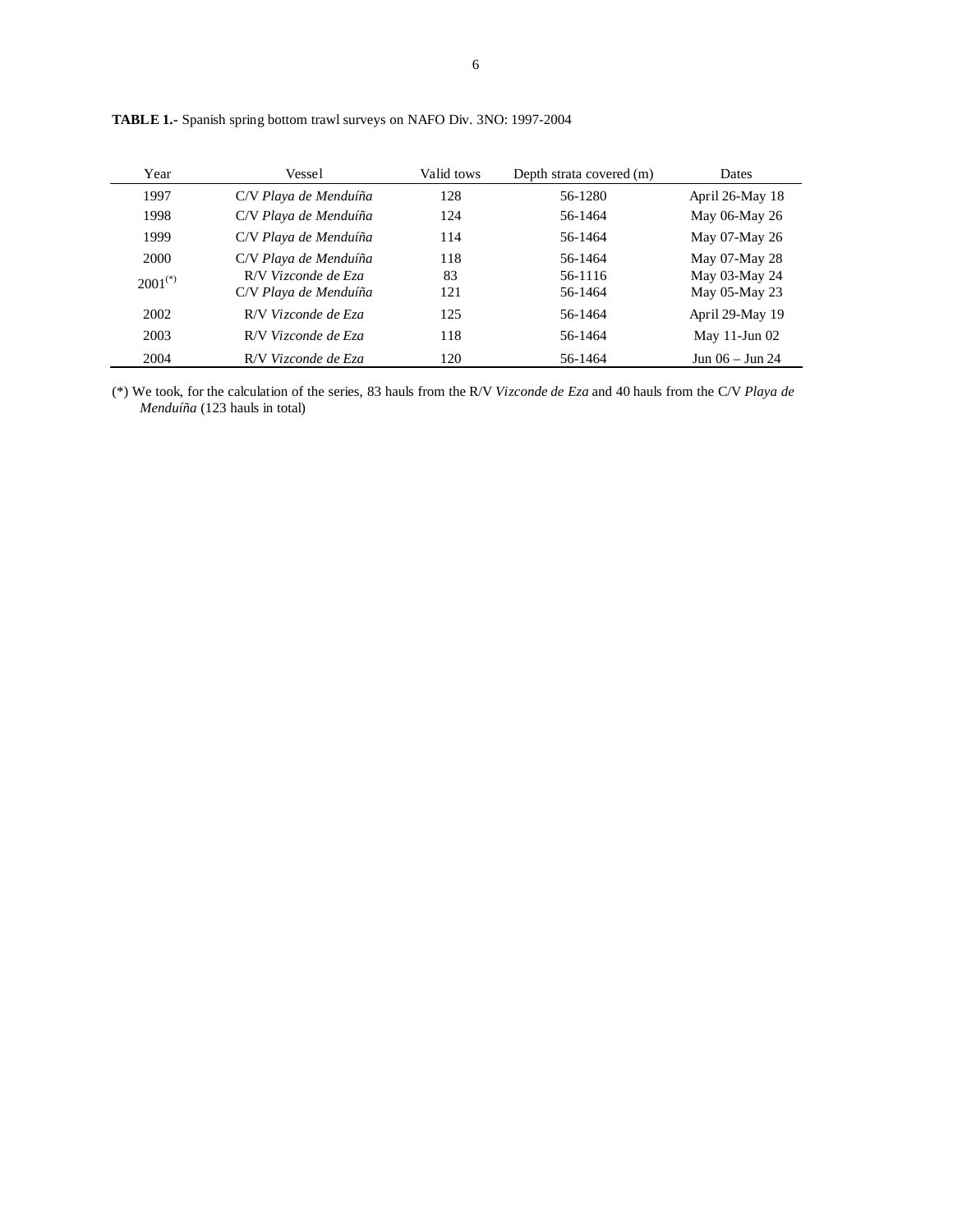**TABLE 1.-** Spanish spring bottom trawl surveys on NAFO Div. 3NO: 1997-2004

| Year | Vessel | Valid tows | Depth strata covered (m) | Dates |
|---|---|---|---|---|
| 1997 | C/V *Playa de Menduíña* | 128 | 56-1280 | April 26-May 18 |
| 1998 | C/V *Playa de Menduíña* | 124 | 56-1464 | May 06-May 26 |
| 1999 | C/V *Playa de Menduíña* | 114 | 56-1464 | May 07-May 26 |
| 2000 | C/V *Playa de Menduíña* | 118 | 56-1464 | May 07-May 28 |
| 2001(*) | R/V *Vizconde de Eza* | 83 | 56-1116 | May 03-May 24 |
| | C/V *Playa de Menduíña* | 121 | 56-1464 | May 05-May 23 |
| 2002 | R/V *Vizconde de Eza* | 125 | 56-1464 | April 29-May 19 |
| 2003 | R/V *Vizconde de Eza* | 118 | 56-1464 | May 11-Jun 02 |
| 2004 | R/V *Vizconde de Eza* | 120 | 56-1464 | Jun 06 – Jun 24 |

(*) We took, for the calculation of the series, 83 hauls from the R/V *Vizconde de Eza* and 40 hauls from the C/V *Playa de Menduíña* (123 hauls in total)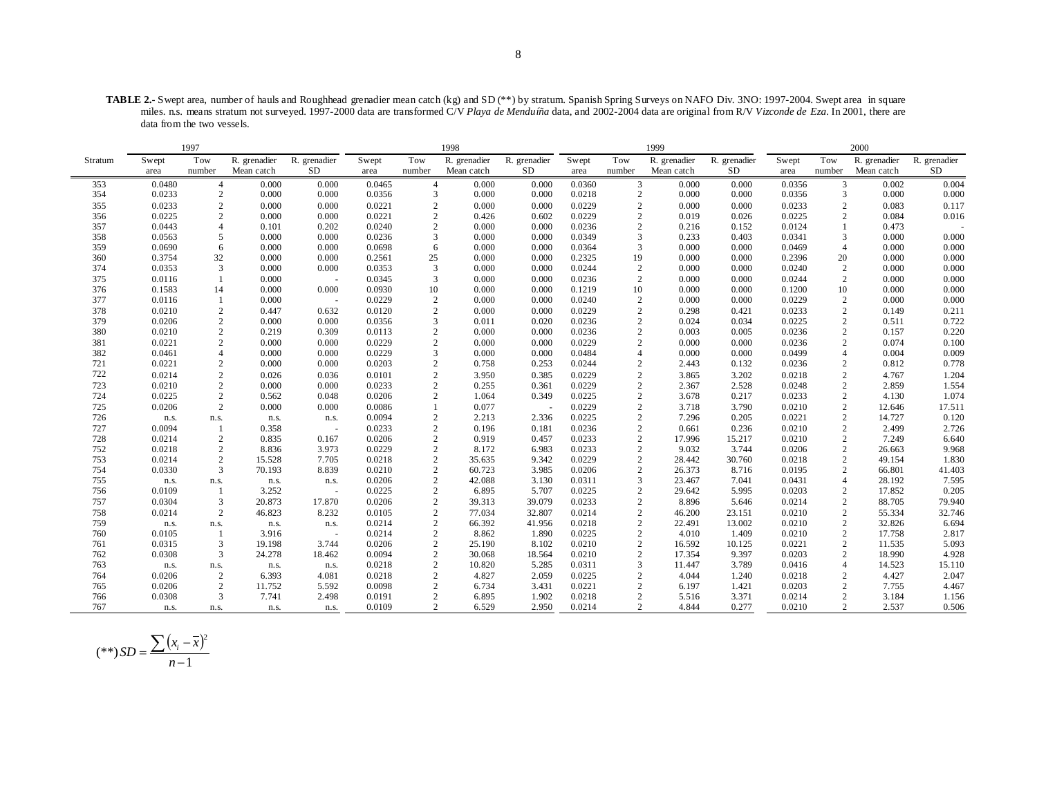**TABLE 2.**- Swept area, number of hauls and Roughhead grenadier mean catch (kg) and SD (**) by stratum. Spanish Spring Surveys on NAFO Div. 3NO: 1997-2004. Swept area in square miles. n.s. means stratum not surveyed. 1997-2000 data are transformed C/V *Playa de Menduíña* data, and 2002-2004 data are original from R/V *Vizconde de Eza*. In 2001, there are data from the two vessels.

| | 1997 | | | | 1998 | | | | 1999 | | | | 2000 | | | |
|---|---|---|---|---|---|---|---|---|---|---|---|---|---|---|---|---|
| Stratum | Swept area | Tow number | R. grenadier Mean catch | R. grenadier SD | Swept area | Tow number | R. grenadier Mean catch | R. grenadier SD | Swept area | Tow number | R. grenadier Mean catch | R. grenadier SD | Swept area | Tow number | R. grenadier Mean catch | R. grenadier SD |
| 353 | 0.0480 | 4 | 0.000 | 0.000 | 0.0465 | 4 | 0.000 | 0.000 | 0.0360 | 3 | 0.000 | 0.000 | 0.0356 | 3 | 0.002 | 0.004 |
| 354 | 0.0233 | 2 | 0.000 | 0.000 | 0.0356 | 3 | 0.000 | 0.000 | 0.0218 | 2 | 0.000 | 0.000 | 0.0356 | 3 | 0.000 | 0.000 |
| 355 | 0.0233 | 2 | 0.000 | 0.000 | 0.0221 | 2 | 0.000 | 0.000 | 0.0229 | 2 | 0.000 | 0.000 | 0.0233 | 2 | 0.083 | 0.117 |
| 356 | 0.0225 | 2 | 0.000 | 0.000 | 0.0221 | 2 | 0.426 | 0.602 | 0.0229 | 2 | 0.019 | 0.026 | 0.0225 | 2 | 0.084 | 0.016 |
| 357 | 0.0443 | 4 | 0.101 | 0.202 | 0.0240 | 2 | 0.000 | 0.000 | 0.0236 | 2 | 0.216 | 0.152 | 0.0124 | 1 | 0.473 | - |
| 358 | 0.0563 | 5 | 0.000 | 0.000 | 0.0236 | 3 | 0.000 | 0.000 | 0.0349 | 3 | 0.233 | 0.403 | 0.0341 | 3 | 0.000 | 0.000 |
| 359 | 0.0690 | 6 | 0.000 | 0.000 | 0.0698 | 6 | 0.000 | 0.000 | 0.0364 | 3 | 0.000 | 0.000 | 0.0469 | 4 | 0.000 | 0.000 |
| 360 | 0.3754 | 32 | 0.000 | 0.000 | 0.2561 | 25 | 0.000 | 0.000 | 0.2325 | 19 | 0.000 | 0.000 | 0.2396 | 20 | 0.000 | 0.000 |
| 374 | 0.0353 | 3 | 0.000 | 0.000 | 0.0353 | 3 | 0.000 | 0.000 | 0.0244 | 2 | 0.000 | 0.000 | 0.0240 | 2 | 0.000 | 0.000 |
| 375 | 0.0116 | 1 | 0.000 | - | 0.0345 | 3 | 0.000 | 0.000 | 0.0236 | 2 | 0.000 | 0.000 | 0.0244 | 2 | 0.000 | 0.000 |
| 376 | 0.1583 | 14 | 0.000 | 0.000 | 0.0930 | 10 | 0.000 | 0.000 | 0.1219 | 10 | 0.000 | 0.000 | 0.1200 | 10 | 0.000 | 0.000 |
| 377 | 0.0116 | 1 | 0.000 | - | 0.0229 | 2 | 0.000 | 0.000 | 0.0240 | 2 | 0.000 | 0.000 | 0.0229 | 2 | 0.000 | 0.000 |
| 378 | 0.0210 | 2 | 0.447 | 0.632 | 0.0120 | 2 | 0.000 | 0.000 | 0.0229 | 2 | 0.298 | 0.421 | 0.0233 | 2 | 0.149 | 0.211 |
| 379 | 0.0206 | 2 | 0.000 | 0.000 | 0.0356 | 3 | 0.011 | 0.020 | 0.0236 | 2 | 0.024 | 0.034 | 0.0225 | 2 | 0.511 | 0.722 |
| 380 | 0.0210 | 2 | 0.219 | 0.309 | 0.0113 | 2 | 0.000 | 0.000 | 0.0236 | 2 | 0.003 | 0.005 | 0.0236 | 2 | 0.157 | 0.220 |
| 381 | 0.0221 | 2 | 0.000 | 0.000 | 0.0229 | 2 | 0.000 | 0.000 | 0.0229 | 2 | 0.000 | 0.000 | 0.0236 | 2 | 0.074 | 0.100 |
| 382 | 0.0461 | 4 | 0.000 | 0.000 | 0.0229 | 3 | 0.000 | 0.000 | 0.0484 | 4 | 0.000 | 0.000 | 0.0499 | 4 | 0.004 | 0.009 |
| 721 | 0.0221 | 2 | 0.000 | 0.000 | 0.0203 | 2 | 0.758 | 0.253 | 0.0244 | 2 | 2.443 | 0.132 | 0.0236 | 2 | 0.812 | 0.778 |
| 722 | 0.0214 | 2 | 0.026 | 0.036 | 0.0101 | 2 | 3.950 | 0.385 | 0.0229 | 2 | 3.865 | 3.202 | 0.0218 | 2 | 4.767 | 1.204 |
| 723 | 0.0210 | 2 | 0.000 | 0.000 | 0.0233 | 2 | 0.255 | 0.361 | 0.0229 | 2 | 2.367 | 2.528 | 0.0248 | 2 | 2.859 | 1.554 |
| 724 | 0.0225 | 2 | 0.562 | 0.048 | 0.0206 | 2 | 1.064 | 0.349 | 0.0225 | 2 | 3.678 | 0.217 | 0.0233 | 2 | 4.130 | 1.074 |
| 725 | 0.0206 | 2 | 0.000 | 0.000 | 0.0086 | 1 | 0.077 | - | 0.0229 | 2 | 3.718 | 3.790 | 0.0210 | 2 | 12.646 | 17.511 |
| 726 | n.s. | n.s. | n.s. | n.s. | 0.0094 | 2 | 2.213 | 2.336 | 0.0225 | 2 | 7.296 | 0.205 | 0.0221 | 2 | 14.727 | 0.120 |
| 727 | 0.0094 | 1 | 0.358 | - | 0.0233 | 2 | 0.196 | 0.181 | 0.0236 | 2 | 0.661 | 0.236 | 0.0210 | 2 | 2.499 | 2.726 |
| 728 | 0.0214 | 2 | 0.835 | 0.167 | 0.0206 | 2 | 0.919 | 0.457 | 0.0233 | 2 | 17.996 | 15.217 | 0.0210 | 2 | 7.249 | 6.640 |
| 752 | 0.0218 | 2 | 8.836 | 3.973 | 0.0229 | 2 | 8.172 | 6.983 | 0.0233 | 2 | 9.032 | 3.744 | 0.0206 | 2 | 26.663 | 9.968 |
| 753 | 0.0214 | 2 | 15.528 | 7.705 | 0.0218 | 2 | 35.635 | 9.342 | 0.0229 | 2 | 28.442 | 30.760 | 0.0218 | 2 | 49.154 | 1.830 |
| 754 | 0.0330 | 3 | 70.193 | 8.839 | 0.0210 | 2 | 60.723 | 3.985 | 0.0206 | 2 | 26.373 | 8.716 | 0.0195 | 2 | 66.801 | 41.403 |
| 755 | n.s. | n.s. | n.s. | n.s. | 0.0206 | 2 | 42.088 | 3.130 | 0.0311 | 3 | 23.467 | 7.041 | 0.0431 | 4 | 28.192 | 7.595 |
| 756 | 0.0109 | 1 | 3.252 | - | 0.0225 | 2 | 6.895 | 5.707 | 0.0225 | 2 | 29.642 | 5.995 | 0.0203 | 2 | 17.852 | 0.205 |
| 757 | 0.0304 | 3 | 20.873 | 17.870 | 0.0206 | 2 | 39.313 | 39.079 | 0.0233 | 2 | 8.896 | 5.646 | 0.0214 | 2 | 88.705 | 79.940 |
| 758 | 0.0214 | 2 | 46.823 | 8.232 | 0.0105 | 2 | 77.034 | 32.807 | 0.0214 | 2 | 46.200 | 23.151 | 0.0210 | 2 | 55.334 | 32.746 |
| 759 | n.s. | n.s. | n.s. | n.s. | 0.0214 | 2 | 66.392 | 41.956 | 0.0218 | 2 | 22.491 | 13.002 | 0.0210 | 2 | 32.826 | 6.694 |
| 760 | 0.0105 | 1 | 3.916 | - | 0.0214 | 2 | 8.862 | 1.890 | 0.0225 | 2 | 4.010 | 1.409 | 0.0210 | 2 | 17.758 | 2.817 |
| 761 | 0.0315 | 3 | 19.198 | 3.744 | 0.0206 | 2 | 25.190 | 8.102 | 0.0210 | 2 | 16.592 | 10.125 | 0.0221 | 2 | 11.535 | 5.093 |
| 762 | 0.0308 | 3 | 24.278 | 18.462 | 0.0094 | 2 | 30.068 | 18.564 | 0.0210 | 2 | 17.354 | 9.397 | 0.0203 | 2 | 18.990 | 4.928 |
| 763 | n.s. | n.s. | n.s. | n.s. | 0.0218 | 2 | 10.820 | 5.285 | 0.0311 | 3 | 11.447 | 3.789 | 0.0416 | 4 | 14.523 | 15.110 |
| 764 | 0.0206 | 2 | 6.393 | 4.081 | 0.0218 | 2 | 4.827 | 2.059 | 0.0225 | 2 | 4.044 | 1.240 | 0.0218 | 2 | 4.427 | 2.047 |
| 765 | 0.0206 | 2 | 11.752 | 5.592 | 0.0098 | 2 | 6.734 | 3.431 | 0.0221 | 2 | 6.197 | 1.421 | 0.0203 | 2 | 7.755 | 4.467 |
| 766 | 0.0308 | 3 | 7.741 | 2.498 | 0.0191 | 2 | 6.895 | 1.902 | 0.0218 | 2 | 5.516 | 3.371 | 0.0214 | 2 | 3.184 | 1.156 |
| 767 | n.s. | n.s. | n.s. | n.s. | 0.0109 | 2 | 6.529 | 2.950 | 0.0214 | 2 | 4.844 | 0.277 | 0.0210 | 2 | 2.537 | 0.506 |

$$(**)\, SD = \frac{\sum \left(x_i - \bar{x}\right)^2}{n-1}$$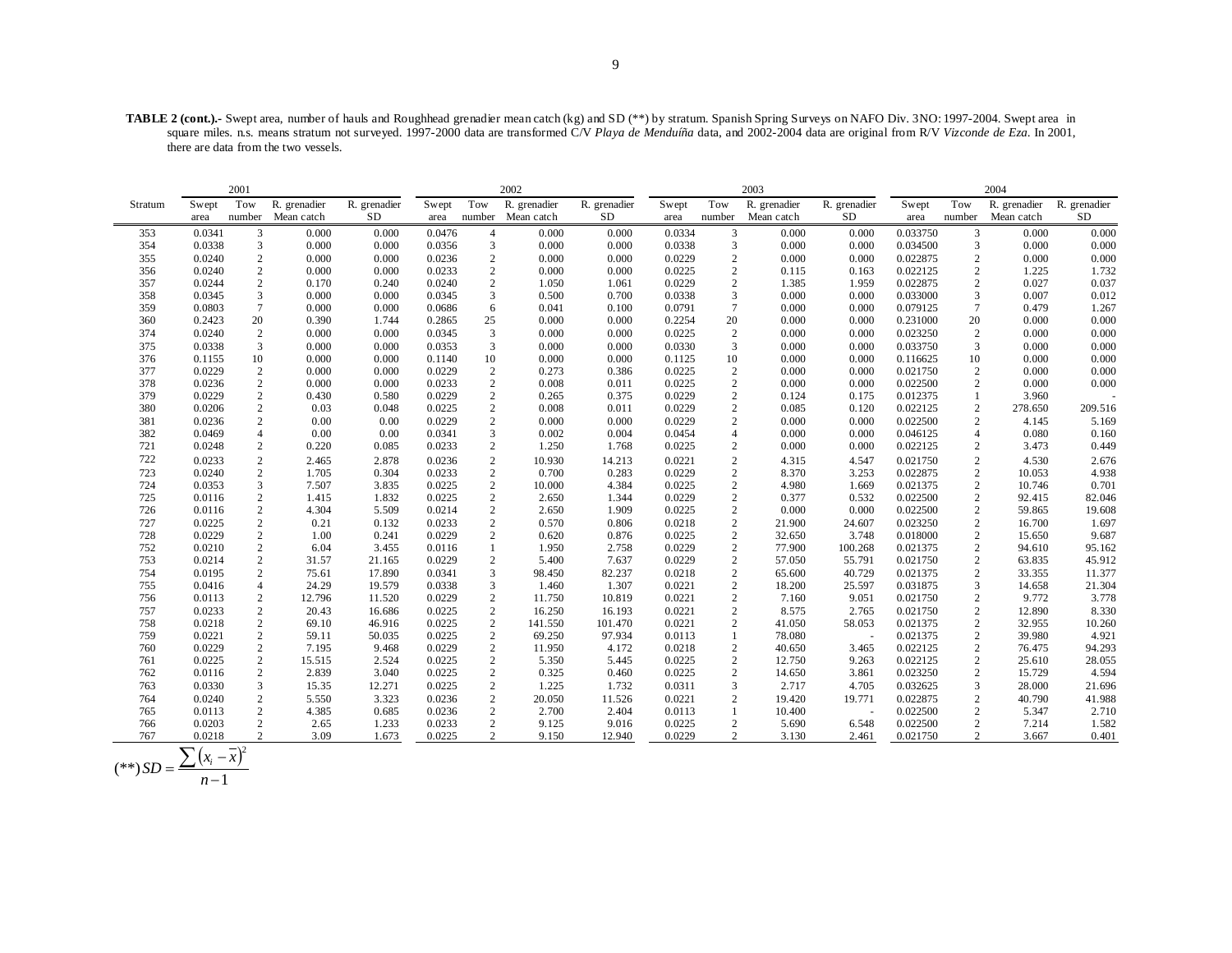**TABLE 2 (cont.).-** Swept area, number of hauls and Roughhead grenadier mean catch (kg) and SD (**) by stratum. Spanish Spring Surveys on NAFO Div. 3NO: 1997-2004. Swept area in square miles. n.s. means stratum not surveyed. 1997-2000 data are transformed C/V *Playa de Menduíña* data, and 2002-2004 data are original from R/V *Vizconde de Eza*. In 2001, there are data from the two vessels.

| Stratum | 2001 | | | | 2002 | | | | 2003 | | | | 2004 | | | |
|---|---|---|---|---|---|---|---|---|---|---|---|---|---|---|---|---|
| | Swept area | Tow number | R. grenadier Mean catch | R. grenadier SD | Swept area | Tow number | R. grenadier Mean catch | R. grenadier SD | Swept area | Tow number | R. grenadier Mean catch | R. grenadier SD | Swept area | Tow number | R. grenadier Mean catch | R. grenadier SD |
| 353 | 0.0341 | 3 | 0.000 | 0.000 | 0.0476 | 4 | 0.000 | 0.000 | 0.0334 | 3 | 0.000 | 0.000 | 0.033750 | 3 | 0.000 | 0.000 |
| 354 | 0.0338 | 3 | 0.000 | 0.000 | 0.0356 | 3 | 0.000 | 0.000 | 0.0338 | 3 | 0.000 | 0.000 | 0.034500 | 3 | 0.000 | 0.000 |
| 355 | 0.0240 | 2 | 0.000 | 0.000 | 0.0236 | 2 | 0.000 | 0.000 | 0.0229 | 2 | 0.000 | 0.000 | 0.022875 | 2 | 0.000 | 0.000 |
| 356 | 0.0240 | 2 | 0.000 | 0.000 | 0.0233 | 2 | 0.000 | 0.000 | 0.0225 | 2 | 0.115 | 0.163 | 0.022125 | 2 | 1.225 | 1.732 |
| 357 | 0.0244 | 2 | 0.170 | 0.240 | 0.0240 | 2 | 1.050 | 1.061 | 0.0229 | 2 | 1.385 | 1.959 | 0.022875 | 2 | 0.027 | 0.037 |
| 358 | 0.0345 | 3 | 0.000 | 0.000 | 0.0345 | 3 | 0.500 | 0.700 | 0.0338 | 3 | 0.000 | 0.000 | 0.033000 | 3 | 0.007 | 0.012 |
| 359 | 0.0803 | 7 | 0.000 | 0.000 | 0.0686 | 6 | 0.041 | 0.100 | 0.0791 | 7 | 0.000 | 0.000 | 0.079125 | 7 | 0.479 | 1.267 |
| 360 | 0.2423 | 20 | 0.390 | 1.744 | 0.2865 | 25 | 0.000 | 0.000 | 0.2254 | 20 | 0.000 | 0.000 | 0.231000 | 20 | 0.000 | 0.000 |
| 374 | 0.0240 | 2 | 0.000 | 0.000 | 0.0345 | 3 | 0.000 | 0.000 | 0.0225 | 2 | 0.000 | 0.000 | 0.023250 | 2 | 0.000 | 0.000 |
| 375 | 0.0338 | 3 | 0.000 | 0.000 | 0.0353 | 3 | 0.000 | 0.000 | 0.0330 | 3 | 0.000 | 0.000 | 0.033750 | 3 | 0.000 | 0.000 |
| 376 | 0.1155 | 10 | 0.000 | 0.000 | 0.1140 | 10 | 0.000 | 0.000 | 0.1125 | 10 | 0.000 | 0.000 | 0.116625 | 10 | 0.000 | 0.000 |
| 377 | 0.0229 | 2 | 0.000 | 0.000 | 0.0229 | 2 | 0.273 | 0.386 | 0.0225 | 2 | 0.000 | 0.000 | 0.021750 | 2 | 0.000 | 0.000 |
| 378 | 0.0236 | 2 | 0.000 | 0.000 | 0.0233 | 2 | 0.008 | 0.011 | 0.0225 | 2 | 0.000 | 0.000 | 0.022500 | 2 | 0.000 | 0.000 |
| 379 | 0.0229 | 2 | 0.430 | 0.580 | 0.0229 | 2 | 0.265 | 0.375 | 0.0229 | 2 | 0.124 | 0.175 | 0.012375 | 1 | 3.960 | - |
| 380 | 0.0206 | 2 | 0.03 | 0.048 | 0.0225 | 2 | 0.008 | 0.011 | 0.0229 | 2 | 0.085 | 0.120 | 0.022125 | 2 | 278.650 | 209.516 |
| 381 | 0.0236 | 2 | 0.00 | 0.00 | 0.0229 | 2 | 0.000 | 0.000 | 0.0229 | 2 | 0.000 | 0.000 | 0.022500 | 2 | 4.145 | 5.169 |
| 382 | 0.0469 | 4 | 0.00 | 0.00 | 0.0341 | 3 | 0.002 | 0.004 | 0.0454 | 4 | 0.000 | 0.000 | 0.046125 | 4 | 0.080 | 0.160 |
| 721 | 0.0248 | 2 | 0.220 | 0.085 | 0.0233 | 2 | 1.250 | 1.768 | 0.0225 | 2 | 0.000 | 0.000 | 0.022125 | 2 | 3.473 | 0.449 |
| 722 | 0.0233 | 2 | 2.465 | 2.878 | 0.0236 | 2 | 10.930 | 14.213 | 0.0221 | 2 | 4.315 | 4.547 | 0.021750 | 2 | 4.530 | 2.676 |
| 723 | 0.0240 | 2 | 1.705 | 0.304 | 0.0233 | 2 | 0.700 | 0.283 | 0.0229 | 2 | 8.370 | 3.253 | 0.022875 | 2 | 10.053 | 4.938 |
| 724 | 0.0353 | 3 | 7.507 | 3.835 | 0.0225 | 2 | 10.000 | 4.384 | 0.0225 | 2 | 4.980 | 1.669 | 0.021375 | 2 | 10.746 | 0.701 |
| 725 | 0.0116 | 2 | 1.415 | 1.832 | 0.0225 | 2 | 2.650 | 1.344 | 0.0229 | 2 | 0.377 | 0.532 | 0.022500 | 2 | 92.415 | 82.046 |
| 726 | 0.0116 | 2 | 4.304 | 5.509 | 0.0214 | 2 | 2.650 | 1.909 | 0.0225 | 2 | 0.000 | 0.000 | 0.022500 | 2 | 59.865 | 19.608 |
| 727 | 0.0225 | 2 | 0.21 | 0.132 | 0.0233 | 2 | 0.570 | 0.806 | 0.0218 | 2 | 21.900 | 24.607 | 0.023250 | 2 | 16.700 | 1.697 |
| 728 | 0.0229 | 2 | 1.00 | 0.241 | 0.0229 | 2 | 0.620 | 0.876 | 0.0225 | 2 | 32.650 | 3.748 | 0.018000 | 2 | 15.650 | 9.687 |
| 752 | 0.0210 | 2 | 6.04 | 3.455 | 0.0116 | 1 | 1.950 | 2.758 | 0.0229 | 2 | 77.900 | 100.268 | 0.021375 | 2 | 94.610 | 95.162 |
| 753 | 0.0214 | 2 | 31.57 | 21.165 | 0.0229 | 2 | 5.400 | 7.637 | 0.0229 | 2 | 57.050 | 55.791 | 0.021750 | 2 | 63.835 | 45.912 |
| 754 | 0.0195 | 2 | 75.61 | 17.890 | 0.0341 | 3 | 98.450 | 82.237 | 0.0218 | 2 | 65.600 | 40.729 | 0.021375 | 2 | 33.355 | 11.377 |
| 755 | 0.0416 | 4 | 24.29 | 19.579 | 0.0338 | 3 | 1.460 | 1.307 | 0.0221 | 2 | 18.200 | 25.597 | 0.031875 | 3 | 14.658 | 21.304 |
| 756 | 0.0113 | 2 | 12.796 | 11.520 | 0.0229 | 2 | 11.750 | 10.819 | 0.0221 | 2 | 7.160 | 9.051 | 0.021750 | 2 | 9.772 | 3.778 |
| 757 | 0.0233 | 2 | 20.43 | 16.686 | 0.0225 | 2 | 16.250 | 16.193 | 0.0221 | 2 | 8.575 | 2.765 | 0.021750 | 2 | 12.890 | 8.330 |
| 758 | 0.0218 | 2 | 69.10 | 46.916 | 0.0225 | 2 | 141.550 | 101.470 | 0.0221 | 2 | 41.050 | 58.053 | 0.021375 | 2 | 32.955 | 10.260 |
| 759 | 0.0221 | 2 | 59.11 | 50.035 | 0.0225 | 2 | 69.250 | 97.934 | 0.0113 | 1 | 78.080 | - | 0.021375 | 2 | 39.980 | 4.921 |
| 760 | 0.0229 | 2 | 7.195 | 9.468 | 0.0229 | 2 | 11.950 | 4.172 | 0.0218 | 2 | 40.650 | 3.465 | 0.022125 | 2 | 76.475 | 94.293 |
| 761 | 0.0225 | 2 | 15.515 | 2.524 | 0.0225 | 2 | 5.350 | 5.445 | 0.0225 | 2 | 12.750 | 9.263 | 0.022125 | 2 | 25.610 | 28.055 |
| 762 | 0.0116 | 2 | 2.839 | 3.040 | 0.0225 | 2 | 0.325 | 0.460 | 0.0225 | 2 | 14.650 | 3.861 | 0.023250 | 2 | 15.729 | 4.594 |
| 763 | 0.0330 | 3 | 15.35 | 12.271 | 0.0225 | 2 | 1.225 | 1.732 | 0.0311 | 3 | 2.717 | 4.705 | 0.032625 | 3 | 28.000 | 21.696 |
| 764 | 0.0240 | 2 | 5.550 | 3.323 | 0.0236 | 2 | 20.050 | 11.526 | 0.0221 | 2 | 19.420 | 19.771 | 0.022875 | 2 | 40.790 | 41.988 |
| 765 | 0.0113 | 2 | 4.385 | 0.685 | 0.0236 | 2 | 2.700 | 2.404 | 0.0113 | 1 | 10.400 | - | 0.022500 | 2 | 5.347 | 2.710 |
| 766 | 0.0203 | 2 | 2.65 | 1.233 | 0.0233 | 2 | 9.125 | 9.016 | 0.0225 | 2 | 5.690 | 6.548 | 0.022500 | 2 | 7.214 | 1.582 |
| 767 | 0.0218 | 2 | 3.09 | 1.673 | 0.0225 | 2 | 9.150 | 12.940 | 0.0229 | 2 | 3.130 | 2.461 | 0.021750 | 2 | 3.667 | 0.401 |

$$(**)\, SD = \frac{\sum \left(x_i - \overline{x}\right)^2}{n-1}$$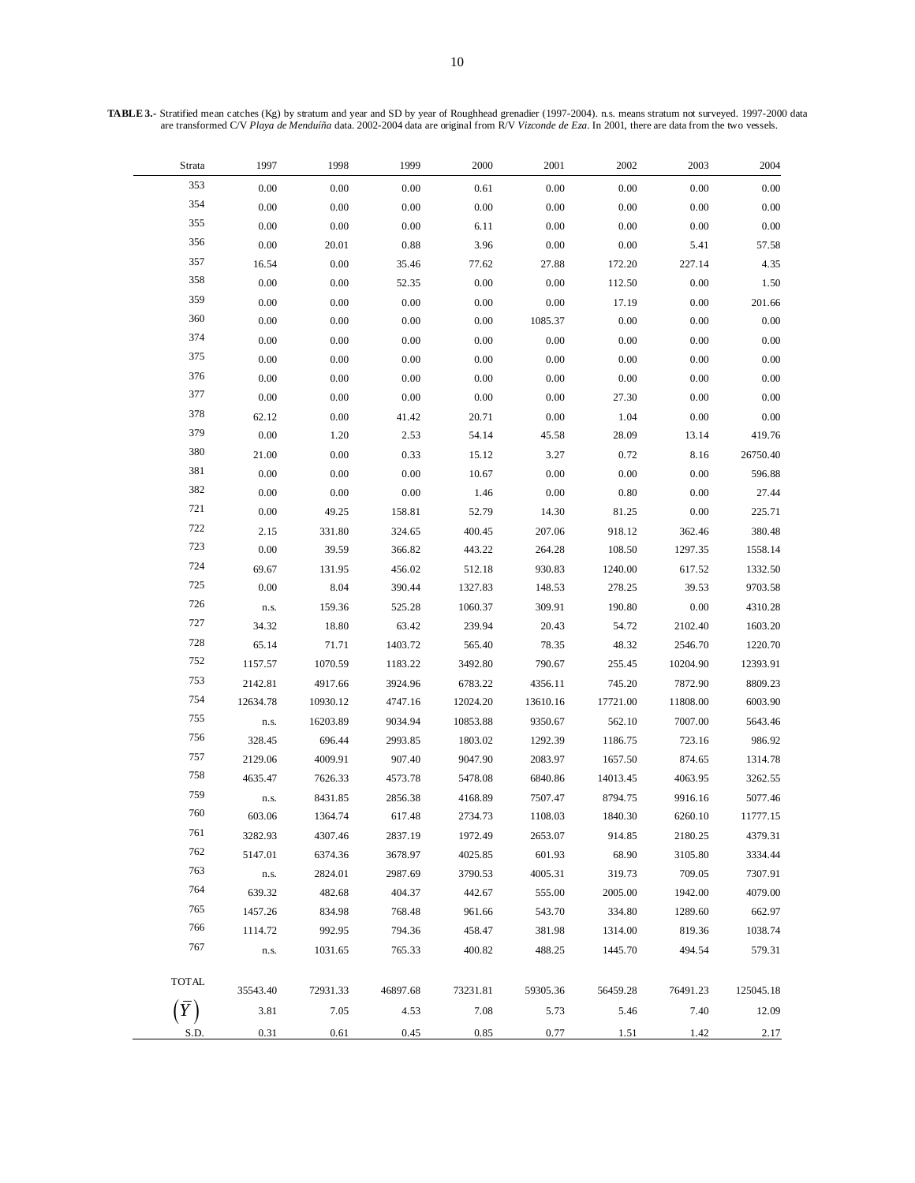**TABLE 3.-** Stratified mean catches (Kg) by stratum and year and SD by year of Roughhead grenadier (1997-2004). n.s. means stratum not surveyed. 1997-2000 data are transformed C/V *Playa de Menduíña* data. 2002-2004 data are original from R/V *Vizconde de Eza*. In 2001, there are data from the two vessels.

| Strata | 1997 | 1998 | 1999 | 2000 | 2001 | 2002 | 2003 | 2004 |
|---|---|---|---|---|---|---|---|---|
| 353 | 0.00 | 0.00 | 0.00 | 0.61 | 0.00 | 0.00 | 0.00 | 0.00 |
| 354 | 0.00 | 0.00 | 0.00 | 0.00 | 0.00 | 0.00 | 0.00 | 0.00 |
| 355 | 0.00 | 0.00 | 0.00 | 6.11 | 0.00 | 0.00 | 0.00 | 0.00 |
| 356 | 0.00 | 20.01 | 0.88 | 3.96 | 0.00 | 0.00 | 5.41 | 57.58 |
| 357 | 16.54 | 0.00 | 35.46 | 77.62 | 27.88 | 172.20 | 227.14 | 4.35 |
| 358 | 0.00 | 0.00 | 52.35 | 0.00 | 0.00 | 112.50 | 0.00 | 1.50 |
| 359 | 0.00 | 0.00 | 0.00 | 0.00 | 0.00 | 17.19 | 0.00 | 201.66 |
| 360 | 0.00 | 0.00 | 0.00 | 0.00 | 1085.37 | 0.00 | 0.00 | 0.00 |
| 374 | 0.00 | 0.00 | 0.00 | 0.00 | 0.00 | 0.00 | 0.00 | 0.00 |
| 375 | 0.00 | 0.00 | 0.00 | 0.00 | 0.00 | 0.00 | 0.00 | 0.00 |
| 376 | 0.00 | 0.00 | 0.00 | 0.00 | 0.00 | 0.00 | 0.00 | 0.00 |
| 377 | 0.00 | 0.00 | 0.00 | 0.00 | 0.00 | 27.30 | 0.00 | 0.00 |
| 378 | 62.12 | 0.00 | 41.42 | 20.71 | 0.00 | 1.04 | 0.00 | 0.00 |
| 379 | 0.00 | 1.20 | 2.53 | 54.14 | 45.58 | 28.09 | 13.14 | 419.76 |
| 380 | 21.00 | 0.00 | 0.33 | 15.12 | 3.27 | 0.72 | 8.16 | 26750.40 |
| 381 | 0.00 | 0.00 | 0.00 | 10.67 | 0.00 | 0.00 | 0.00 | 596.88 |
| 382 | 0.00 | 0.00 | 0.00 | 1.46 | 0.00 | 0.80 | 0.00 | 27.44 |
| 721 | 0.00 | 49.25 | 158.81 | 52.79 | 14.30 | 81.25 | 0.00 | 225.71 |
| 722 | 2.15 | 331.80 | 324.65 | 400.45 | 207.06 | 918.12 | 362.46 | 380.48 |
| 723 | 0.00 | 39.59 | 366.82 | 443.22 | 264.28 | 108.50 | 1297.35 | 1558.14 |
| 724 | 69.67 | 131.95 | 456.02 | 512.18 | 930.83 | 1240.00 | 617.52 | 1332.50 |
| 725 | 0.00 | 8.04 | 390.44 | 1327.83 | 148.53 | 278.25 | 39.53 | 9703.58 |
| 726 | n.s. | 159.36 | 525.28 | 1060.37 | 309.91 | 190.80 | 0.00 | 4310.28 |
| 727 | 34.32 | 18.80 | 63.42 | 239.94 | 20.43 | 54.72 | 2102.40 | 1603.20 |
| 728 | 65.14 | 71.71 | 1403.72 | 565.40 | 78.35 | 48.32 | 2546.70 | 1220.70 |
| 752 | 1157.57 | 1070.59 | 1183.22 | 3492.80 | 790.67 | 255.45 | 10204.90 | 12393.91 |
| 753 | 2142.81 | 4917.66 | 3924.96 | 6783.22 | 4356.11 | 745.20 | 7872.90 | 8809.23 |
| 754 | 12634.78 | 10930.12 | 4747.16 | 12024.20 | 13610.16 | 17721.00 | 11808.00 | 6003.90 |
| 755 | n.s. | 16203.89 | 9034.94 | 10853.88 | 9350.67 | 562.10 | 7007.00 | 5643.46 |
| 756 | 328.45 | 696.44 | 2993.85 | 1803.02 | 1292.39 | 1186.75 | 723.16 | 986.92 |
| 757 | 2129.06 | 4009.91 | 907.40 | 9047.90 | 2083.97 | 1657.50 | 874.65 | 1314.78 |
| 758 | 4635.47 | 7626.33 | 4573.78 | 5478.08 | 6840.86 | 14013.45 | 4063.95 | 3262.55 |
| 759 | n.s. | 8431.85 | 2856.38 | 4168.89 | 7507.47 | 8794.75 | 9916.16 | 5077.46 |
| 760 | 603.06 | 1364.74 | 617.48 | 2734.73 | 1108.03 | 1840.30 | 6260.10 | 11777.15 |
| 761 | 3282.93 | 4307.46 | 2837.19 | 1972.49 | 2653.07 | 914.85 | 2180.25 | 4379.31 |
| 762 | 5147.01 | 6374.36 | 3678.97 | 4025.85 | 601.93 | 68.90 | 3105.80 | 3334.44 |
| 763 | n.s. | 2824.01 | 2987.69 | 3790.53 | 4005.31 | 319.73 | 709.05 | 7307.91 |
| 764 | 639.32 | 482.68 | 404.37 | 442.67 | 555.00 | 2005.00 | 1942.00 | 4079.00 |
| 765 | 1457.26 | 834.98 | 768.48 | 961.66 | 543.70 | 334.80 | 1289.60 | 662.97 |
| 766 | 1114.72 | 992.95 | 794.36 | 458.47 | 381.98 | 1314.00 | 819.36 | 1038.74 |
| 767 | n.s. | 1031.65 | 765.33 | 400.82 | 488.25 | 1445.70 | 494.54 | 579.31 |
| TOTAL | 35543.40 | 72931.33 | 46897.68 | 73231.81 | 59305.36 | 56459.28 | 76491.23 | 125045.18 |
| $(\overline{Y})$ | 3.81 | 7.05 | 4.53 | 7.08 | 5.73 | 5.46 | 7.40 | 12.09 |
| S.D. | 0.31 | 0.61 | 0.45 | 0.85 | 0.77 | 1.51 | 1.42 | 2.17 |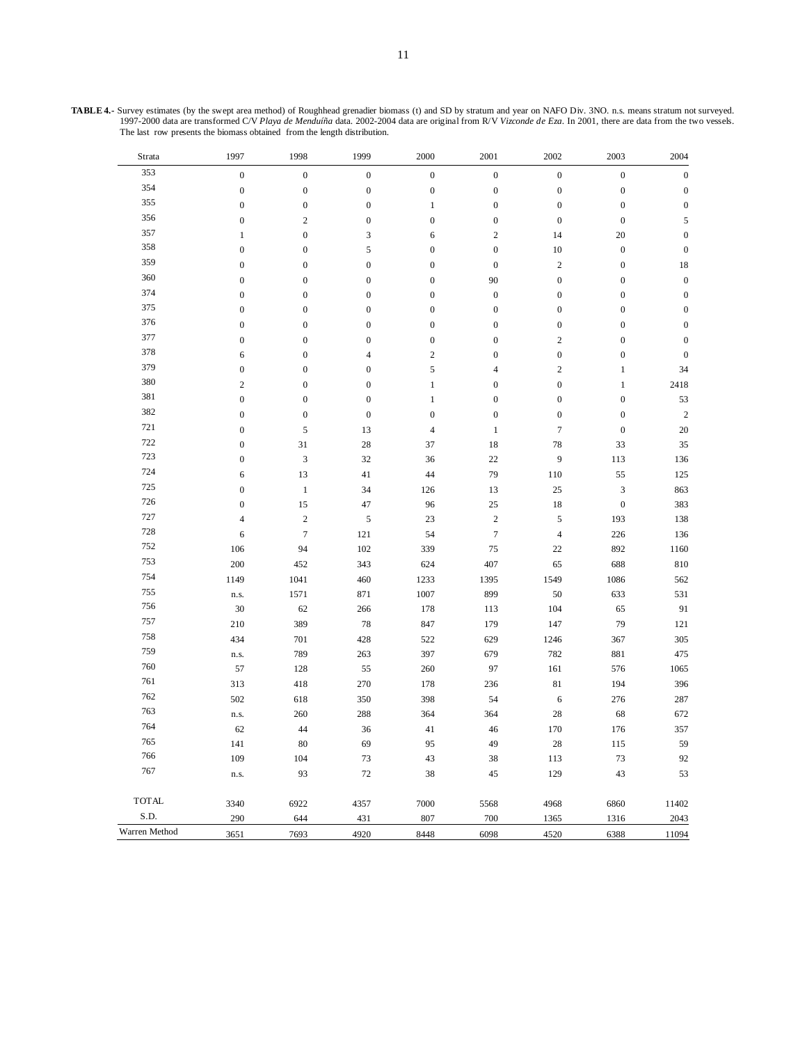**TABLE 4.-** Survey estimates (by the swept area method) of Roughhead grenadier biomass (t) and SD by stratum and year on NAFO Div. 3NO. n.s. means stratum not surveyed. 1997-2000 data are transformed C/V *Playa de Menduíña* data. 2002-2004 data are original from R/V *Vizconde de Eza*. In 2001, there are data from the two vessels. The last row presents the biomass obtained from the length distribution.

| Strata | 1997 | 1998 | 1999 | 2000 | 2001 | 2002 | 2003 | 2004 |
|---|---|---|---|---|---|---|---|---|
| 353 | 0 | 0 | 0 | 0 | 0 | 0 | 0 | 0 |
| 354 | 0 | 0 | 0 | 0 | 0 | 0 | 0 | 0 |
| 355 | 0 | 0 | 0 | 1 | 0 | 0 | 0 | 0 |
| 356 | 0 | 2 | 0 | 0 | 0 | 0 | 0 | 5 |
| 357 | 1 | 0 | 3 | 6 | 2 | 14 | 20 | 0 |
| 358 | 0 | 0 | 5 | 0 | 0 | 10 | 0 | 0 |
| 359 | 0 | 0 | 0 | 0 | 0 | 2 | 0 | 18 |
| 360 | 0 | 0 | 0 | 0 | 90 | 0 | 0 | 0 |
| 374 | 0 | 0 | 0 | 0 | 0 | 0 | 0 | 0 |
| 375 | 0 | 0 | 0 | 0 | 0 | 0 | 0 | 0 |
| 376 | 0 | 0 | 0 | 0 | 0 | 0 | 0 | 0 |
| 377 | 0 | 0 | 0 | 0 | 0 | 2 | 0 | 0 |
| 378 | 6 | 0 | 4 | 2 | 0 | 0 | 0 | 0 |
| 379 | 0 | 0 | 0 | 5 | 4 | 2 | 1 | 34 |
| 380 | 2 | 0 | 0 | 1 | 0 | 0 | 1 | 2418 |
| 381 | 0 | 0 | 0 | 1 | 0 | 0 | 0 | 53 |
| 382 | 0 | 0 | 0 | 0 | 0 | 0 | 0 | 2 |
| 721 | 0 | 5 | 13 | 4 | 1 | 7 | 0 | 20 |
| 722 | 0 | 31 | 28 | 37 | 18 | 78 | 33 | 35 |
| 723 | 0 | 3 | 32 | 36 | 22 | 9 | 113 | 136 |
| 724 | 6 | 13 | 41 | 44 | 79 | 110 | 55 | 125 |
| 725 | 0 | 1 | 34 | 126 | 13 | 25 | 3 | 863 |
| 726 | 0 | 15 | 47 | 96 | 25 | 18 | 0 | 383 |
| 727 | 4 | 2 | 5 | 23 | 2 | 5 | 193 | 138 |
| 728 | 6 | 7 | 121 | 54 | 7 | 4 | 226 | 136 |
| 752 | 106 | 94 | 102 | 339 | 75 | 22 | 892 | 1160 |
| 753 | 200 | 452 | 343 | 624 | 407 | 65 | 688 | 810 |
| 754 | 1149 | 1041 | 460 | 1233 | 1395 | 1549 | 1086 | 562 |
| 755 | n.s. | 1571 | 871 | 1007 | 899 | 50 | 633 | 531 |
| 756 | 30 | 62 | 266 | 178 | 113 | 104 | 65 | 91 |
| 757 | 210 | 389 | 78 | 847 | 179 | 147 | 79 | 121 |
| 758 | 434 | 701 | 428 | 522 | 629 | 1246 | 367 | 305 |
| 759 | n.s. | 789 | 263 | 397 | 679 | 782 | 881 | 475 |
| 760 | 57 | 128 | 55 | 260 | 97 | 161 | 576 | 1065 |
| 761 | 313 | 418 | 270 | 178 | 236 | 81 | 194 | 396 |
| 762 | 502 | 618 | 350 | 398 | 54 | 6 | 276 | 287 |
| 763 | n.s. | 260 | 288 | 364 | 364 | 28 | 68 | 672 |
| 764 | 62 | 44 | 36 | 41 | 46 | 170 | 176 | 357 |
| 765 | 141 | 80 | 69 | 95 | 49 | 28 | 115 | 59 |
| 766 | 109 | 104 | 73 | 43 | 38 | 113 | 73 | 92 |
| 767 | n.s. | 93 | 72 | 38 | 45 | 129 | 43 | 53 |
| TOTAL | 3340 | 6922 | 4357 | 7000 | 5568 | 4968 | 6860 | 11402 |
| S.D. | 290 | 644 | 431 | 807 | 700 | 1365 | 1316 | 2043 |
| Warren Method | 3651 | 7693 | 4920 | 8448 | 6098 | 4520 | 6388 | 11094 |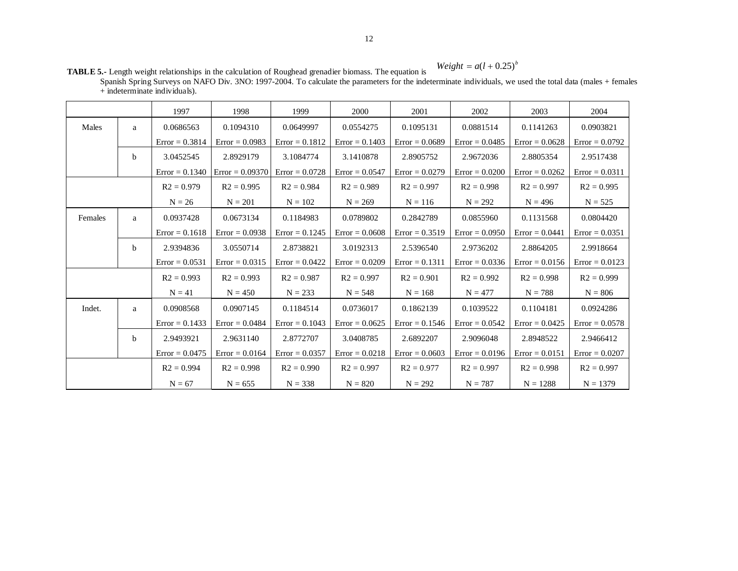**TABLE 5.-** Length weight relationships in the calculation of Roughead grenadier biomass. The equation is $Weight = a(l+0.25)^b$ Spanish Spring Surveys on NAFO Div. 3NO: 1997-2004. To calculate the parameters for the indeterminate individuals, we used the total data (males + females + indeterminate individuals).

| | | 1997 | 1998 | 1999 | 2000 | 2001 | 2002 | 2003 | 2004 |
|---|---|---|---|---|---|---|---|---|---|
| Males | a | 0.0686563 | 0.1094310 | 0.0649997 | 0.0554275 | 0.1095131 | 0.0881514 | 0.1141263 | 0.0903821 |
| | | Error = 0.3814 | Error = 0.0983 | Error = 0.1812 | Error = 0.1403 | Error = 0.0689 | Error = 0.0485 | Error = 0.0628 | Error = 0.0792 |
| | b | 3.0452545 | 2.8929179 | 3.1084774 | 3.1410878 | 2.8905752 | 2.9672036 | 2.8805354 | 2.9517438 |
| | | Error = 0.1340 | Error = 0.09370 | Error = 0.0728 | Error = 0.0547 | Error = 0.0279 | Error = 0.0200 | Error = 0.0262 | Error = 0.0311 |
| | | $R^2$ = 0.979 | $R^2$ = 0.995 | $R^2$ = 0.984 | $R^2$ = 0.989 | $R^2$ = 0.997 | $R^2$ = 0.998 | $R^2$ = 0.997 | $R^2$ = 0.995 |
| | | N = 26 | N = 201 | N = 102 | N = 269 | N = 116 | N = 292 | N = 496 | N = 525 |
| Females | a | 0.0937428 | 0.0673134 | 0.1184983 | 0.0789802 | 0.2842789 | 0.0855960 | 0.1131568 | 0.0804420 |
| | | Error = 0.1618 | Error = 0.0938 | Error = 0.1245 | Error = 0.0608 | Error = 0.3519 | Error = 0.0950 | Error = 0.0441 | Error = 0.0351 |
| | b | 2.9394836 | 3.0550714 | 2.8738821 | 3.0192313 | 2.5396540 | 2.9736202 | 2.8864205 | 2.9918664 |
| | | Error = 0.0531 | Error = 0.0315 | Error = 0.0422 | Error = 0.0209 | Error = 0.1311 | Error = 0.0336 | Error = 0.0156 | Error = 0.0123 |
| | | $R^2$ = 0.993 | $R^2$ = 0.993 | $R^2$ = 0.987 | $R^2$ = 0.997 | $R^2$ = 0.901 | $R^2$ = 0.992 | $R^2$ = 0.998 | $R^2$ = 0.999 |
| | | N = 41 | N = 450 | N = 233 | N = 548 | N = 168 | N = 477 | N = 788 | N = 806 |
| Indet. | a | 0.0908568 | 0.0907145 | 0.1184514 | 0.0736017 | 0.1862139 | 0.1039522 | 0.1104181 | 0.0924286 |
| | | Error = 0.1433 | Error = 0.0484 | Error = 0.1043 | Error = 0.0625 | Error = 0.1546 | Error = 0.0542 | Error = 0.0425 | Error = 0.0578 |
| | b | 2.9493921 | 2.9631140 | 2.8772707 | 3.0408785 | 2.6892207 | 2.9096048 | 2.8948522 | 2.9466412 |
| | | Error = 0.0475 | Error = 0.0164 | Error = 0.0357 | Error = 0.0218 | Error = 0.0603 | Error = 0.0196 | Error = 0.0151 | Error = 0.0207 |
| | | $R^2$ = 0.994 | $R^2$ = 0.998 | $R^2$ = 0.990 | $R^2$ = 0.997 | $R^2$ = 0.977 | $R^2$ = 0.997 | $R^2$ = 0.998 | $R^2$ = 0.997 |
| | | N = 67 | N = 655 | N = 338 | N = 820 | N = 292 | N = 787 | N = 1288 | N = 1379 |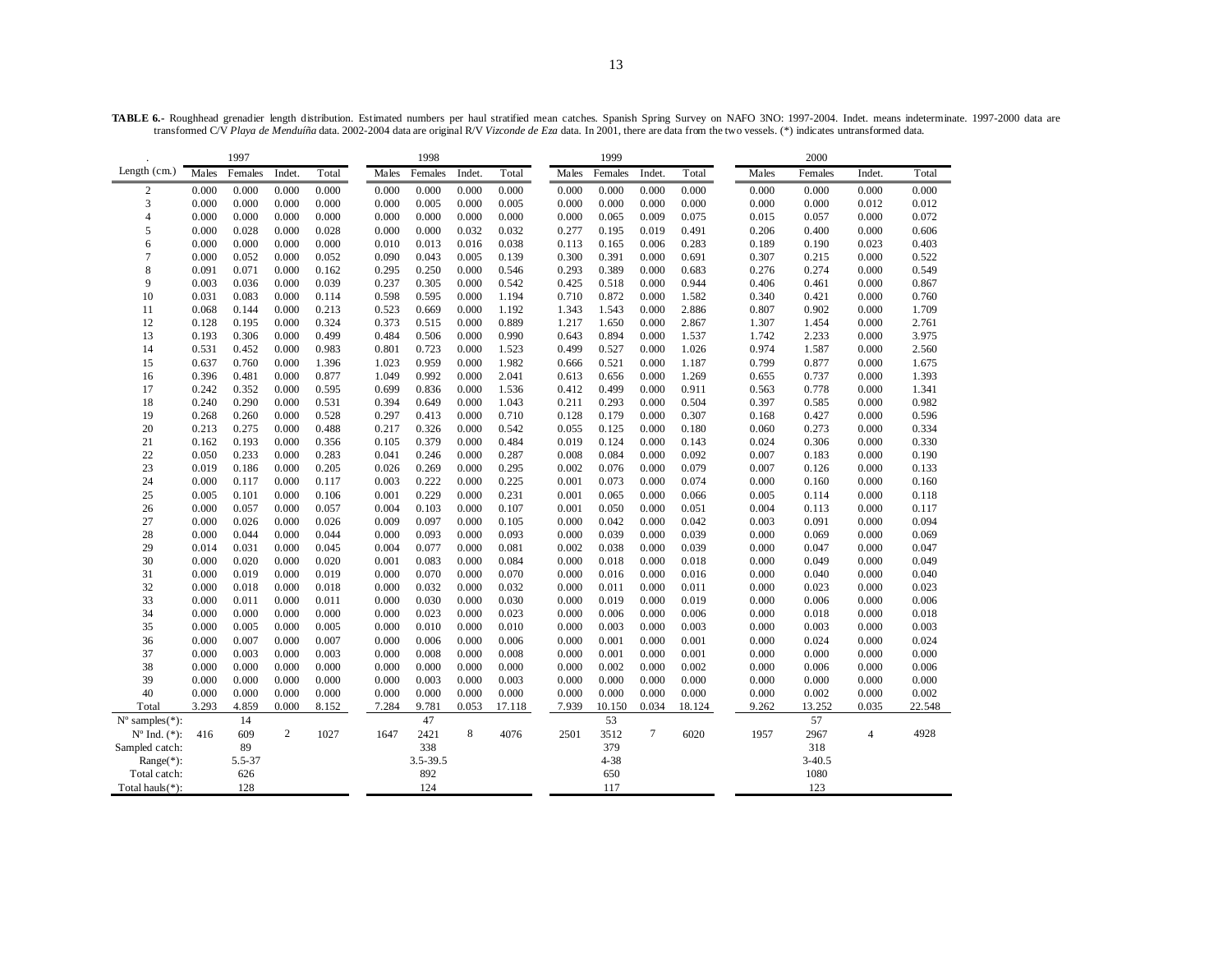**TABLE 6.-** Roughhead grenadier length distribution. Estimated numbers per haul stratified mean catches. Spanish Spring Survey on NAFO 3NO: 1997-2004. Indet. means indeterminate. 1997-2000 data are transformed C/V *Playa de Menduíña* data. 2002-2004 data are original R/V *Vizconde de Eza* data. In 2001, there are data from the two vessels. (*) indicates untransformed data.

| . | 1997 | | | | 1998 | | | | 1999 | | | | 2000 | | | |
|---|---|---|---|---|---|---|---|---|---|---|---|---|---|---|---|---|
| Length (cm.) | Males | Females | Indet. | Total | Males | Females | Indet. | Total | Males | Females | Indet. | Total | Males | Females | Indet. | Total |
| 2 | 0.000 | 0.000 | 0.000 | 0.000 | 0.000 | 0.000 | 0.000 | 0.000 | 0.000 | 0.000 | 0.000 | 0.000 | 0.000 | 0.000 | 0.000 | 0.000 |
| 3 | 0.000 | 0.000 | 0.000 | 0.000 | 0.000 | 0.005 | 0.000 | 0.005 | 0.000 | 0.000 | 0.000 | 0.000 | 0.000 | 0.000 | 0.012 | 0.012 |
| 4 | 0.000 | 0.000 | 0.000 | 0.000 | 0.000 | 0.000 | 0.000 | 0.000 | 0.000 | 0.065 | 0.009 | 0.075 | 0.015 | 0.057 | 0.000 | 0.072 |
| 5 | 0.000 | 0.028 | 0.000 | 0.028 | 0.000 | 0.000 | 0.032 | 0.032 | 0.277 | 0.195 | 0.019 | 0.491 | 0.206 | 0.400 | 0.000 | 0.606 |
| 6 | 0.000 | 0.000 | 0.000 | 0.000 | 0.010 | 0.013 | 0.016 | 0.038 | 0.113 | 0.165 | 0.006 | 0.283 | 0.189 | 0.190 | 0.023 | 0.403 |
| 7 | 0.000 | 0.052 | 0.000 | 0.052 | 0.090 | 0.043 | 0.005 | 0.139 | 0.300 | 0.391 | 0.000 | 0.691 | 0.307 | 0.215 | 0.000 | 0.522 |
| 8 | 0.091 | 0.071 | 0.000 | 0.162 | 0.295 | 0.250 | 0.000 | 0.546 | 0.293 | 0.389 | 0.000 | 0.683 | 0.276 | 0.274 | 0.000 | 0.549 |
| 9 | 0.003 | 0.036 | 0.000 | 0.039 | 0.237 | 0.305 | 0.000 | 0.542 | 0.425 | 0.518 | 0.000 | 0.944 | 0.406 | 0.461 | 0.000 | 0.867 |
| 10 | 0.031 | 0.083 | 0.000 | 0.114 | 0.598 | 0.595 | 0.000 | 1.194 | 0.710 | 0.872 | 0.000 | 1.582 | 0.340 | 0.421 | 0.000 | 0.760 |
| 11 | 0.068 | 0.144 | 0.000 | 0.213 | 0.523 | 0.669 | 0.000 | 1.192 | 1.343 | 1.543 | 0.000 | 2.886 | 0.807 | 0.902 | 0.000 | 1.709 |
| 12 | 0.128 | 0.195 | 0.000 | 0.324 | 0.373 | 0.515 | 0.000 | 0.889 | 1.217 | 1.650 | 0.000 | 2.867 | 1.307 | 1.454 | 0.000 | 2.761 |
| 13 | 0.193 | 0.306 | 0.000 | 0.499 | 0.484 | 0.506 | 0.000 | 0.990 | 0.643 | 0.894 | 0.000 | 1.537 | 1.742 | 2.233 | 0.000 | 3.975 |
| 14 | 0.531 | 0.452 | 0.000 | 0.983 | 0.801 | 0.723 | 0.000 | 1.523 | 0.499 | 0.527 | 0.000 | 1.026 | 0.974 | 1.587 | 0.000 | 2.560 |
| 15 | 0.637 | 0.760 | 0.000 | 1.396 | 1.023 | 0.959 | 0.000 | 1.982 | 0.666 | 0.521 | 0.000 | 1.187 | 0.799 | 0.877 | 0.000 | 1.675 |
| 16 | 0.396 | 0.481 | 0.000 | 0.877 | 1.049 | 0.992 | 0.000 | 2.041 | 0.613 | 0.656 | 0.000 | 1.269 | 0.655 | 0.737 | 0.000 | 1.393 |
| 17 | 0.242 | 0.352 | 0.000 | 0.595 | 0.699 | 0.836 | 0.000 | 1.536 | 0.412 | 0.499 | 0.000 | 0.911 | 0.563 | 0.778 | 0.000 | 1.341 |
| 18 | 0.240 | 0.290 | 0.000 | 0.531 | 0.394 | 0.649 | 0.000 | 1.043 | 0.211 | 0.293 | 0.000 | 0.504 | 0.397 | 0.585 | 0.000 | 0.982 |
| 19 | 0.268 | 0.260 | 0.000 | 0.528 | 0.297 | 0.413 | 0.000 | 0.710 | 0.128 | 0.179 | 0.000 | 0.307 | 0.168 | 0.427 | 0.000 | 0.596 |
| 20 | 0.213 | 0.275 | 0.000 | 0.488 | 0.217 | 0.326 | 0.000 | 0.542 | 0.055 | 0.125 | 0.000 | 0.180 | 0.060 | 0.273 | 0.000 | 0.334 |
| 21 | 0.162 | 0.193 | 0.000 | 0.356 | 0.105 | 0.379 | 0.000 | 0.484 | 0.019 | 0.124 | 0.000 | 0.143 | 0.024 | 0.306 | 0.000 | 0.330 |
| 22 | 0.050 | 0.233 | 0.000 | 0.283 | 0.041 | 0.246 | 0.000 | 0.287 | 0.008 | 0.084 | 0.000 | 0.092 | 0.007 | 0.183 | 0.000 | 0.190 |
| 23 | 0.019 | 0.186 | 0.000 | 0.205 | 0.026 | 0.269 | 0.000 | 0.295 | 0.002 | 0.076 | 0.000 | 0.079 | 0.007 | 0.126 | 0.000 | 0.133 |
| 24 | 0.000 | 0.117 | 0.000 | 0.117 | 0.003 | 0.222 | 0.000 | 0.225 | 0.001 | 0.073 | 0.000 | 0.074 | 0.000 | 0.160 | 0.000 | 0.160 |
| 25 | 0.005 | 0.101 | 0.000 | 0.106 | 0.001 | 0.229 | 0.000 | 0.231 | 0.001 | 0.065 | 0.000 | 0.066 | 0.005 | 0.114 | 0.000 | 0.118 |
| 26 | 0.000 | 0.057 | 0.000 | 0.057 | 0.004 | 0.103 | 0.000 | 0.107 | 0.001 | 0.050 | 0.000 | 0.051 | 0.004 | 0.113 | 0.000 | 0.117 |
| 27 | 0.000 | 0.026 | 0.000 | 0.026 | 0.009 | 0.097 | 0.000 | 0.105 | 0.000 | 0.042 | 0.000 | 0.042 | 0.003 | 0.091 | 0.000 | 0.094 |
| 28 | 0.000 | 0.044 | 0.000 | 0.044 | 0.000 | 0.093 | 0.000 | 0.093 | 0.000 | 0.039 | 0.000 | 0.039 | 0.000 | 0.069 | 0.000 | 0.069 |
| 29 | 0.014 | 0.031 | 0.000 | 0.045 | 0.004 | 0.077 | 0.000 | 0.081 | 0.002 | 0.038 | 0.000 | 0.039 | 0.000 | 0.047 | 0.000 | 0.047 |
| 30 | 0.000 | 0.020 | 0.000 | 0.020 | 0.001 | 0.083 | 0.000 | 0.084 | 0.000 | 0.018 | 0.000 | 0.018 | 0.000 | 0.049 | 0.000 | 0.049 |
| 31 | 0.000 | 0.019 | 0.000 | 0.019 | 0.000 | 0.070 | 0.000 | 0.070 | 0.000 | 0.016 | 0.000 | 0.016 | 0.000 | 0.040 | 0.000 | 0.040 |
| 32 | 0.000 | 0.018 | 0.000 | 0.018 | 0.000 | 0.032 | 0.000 | 0.032 | 0.000 | 0.011 | 0.000 | 0.011 | 0.000 | 0.023 | 0.000 | 0.023 |
| 33 | 0.000 | 0.011 | 0.000 | 0.011 | 0.000 | 0.030 | 0.000 | 0.030 | 0.000 | 0.019 | 0.000 | 0.019 | 0.000 | 0.006 | 0.000 | 0.006 |
| 34 | 0.000 | 0.000 | 0.000 | 0.000 | 0.000 | 0.023 | 0.000 | 0.023 | 0.000 | 0.006 | 0.000 | 0.006 | 0.000 | 0.018 | 0.000 | 0.018 |
| 35 | 0.000 | 0.005 | 0.000 | 0.005 | 0.000 | 0.010 | 0.000 | 0.010 | 0.000 | 0.003 | 0.000 | 0.003 | 0.000 | 0.003 | 0.000 | 0.003 |
| 36 | 0.000 | 0.007 | 0.000 | 0.007 | 0.000 | 0.006 | 0.000 | 0.006 | 0.000 | 0.001 | 0.000 | 0.001 | 0.000 | 0.024 | 0.000 | 0.024 |
| 37 | 0.000 | 0.003 | 0.000 | 0.003 | 0.000 | 0.008 | 0.000 | 0.008 | 0.000 | 0.001 | 0.000 | 0.001 | 0.000 | 0.000 | 0.000 | 0.000 |
| 38 | 0.000 | 0.000 | 0.000 | 0.000 | 0.000 | 0.000 | 0.000 | 0.000 | 0.000 | 0.002 | 0.000 | 0.002 | 0.000 | 0.006 | 0.000 | 0.006 |
| 39 | 0.000 | 0.000 | 0.000 | 0.000 | 0.000 | 0.003 | 0.000 | 0.003 | 0.000 | 0.000 | 0.000 | 0.000 | 0.000 | 0.000 | 0.000 | 0.000 |
| 40 | 0.000 | 0.000 | 0.000 | 0.000 | 0.000 | 0.000 | 0.000 | 0.000 | 0.000 | 0.000 | 0.000 | 0.000 | 0.000 | 0.002 | 0.000 | 0.002 |
| Total | 3.293 | 4.859 | 0.000 | 8.152 | 7.284 | 9.781 | 0.053 | 17.118 | 7.939 | 10.150 | 0.034 | 18.124 | 9.262 | 13.252 | 0.035 | 22.548 |
| Nº samples(*): | | 14 | | | | 47 | | | | 53 | | | | 57 | | |
| Nº Ind. (*): | 416 | 609 | 2 | 1027 | 1647 | 2421 | 8 | 4076 | 2501 | 3512 | 7 | 6020 | 1957 | 2967 | 4 | 4928 |
| Sampled catch: | | 89 | | | | 338 | | | | 379 | | | | 318 | | |
| Range(*): | | 5.5-37 | | | | 3.5-39.5 | | | | 4-38 | | | | 3-40.5 | | |
| Total catch: | | 626 | | | | 892 | | | | 650 | | | | 1080 | | |
| Total hauls(*): | | 128 | | | | 124 | | | | 117 | | | | 123 | | |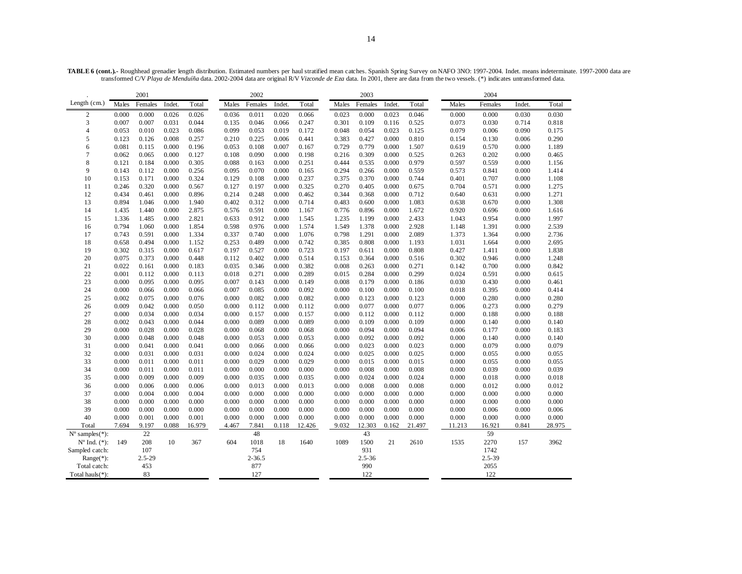**TABLE 6 (cont.).-** Roughhead grenadier length distribution. Estimated numbers per haul stratified mean catches. Spanish Spring Survey on NAFO 3NO: 1997-2004. Indet. means indeterminate. 1997-2000 data are transformed C/V *Playa de Menduíña* data. 2002-2004 data are original R/V *Vizconde de Eza* data. In 2001, there are data from the two vessels. (*) indicates untransformed data.

| . | 2001 | | | | 2002 | | | | 2003 | | | | 2004 | | | |
|---|---|---|---|---|---|---|---|---|---|---|---|---|---|---|---|---|
| Length (cm.) | Males | Females | Indet. | Total | Males | Females | Indet. | Total | Males | Females | Indet. | Total | Males | Females | Indet. | Total |
| 2 | 0.000 | 0.000 | 0.026 | 0.026 | 0.036 | 0.011 | 0.020 | 0.066 | 0.023 | 0.000 | 0.023 | 0.046 | 0.000 | 0.000 | 0.030 | 0.030 |
| 3 | 0.007 | 0.007 | 0.031 | 0.044 | 0.135 | 0.046 | 0.066 | 0.247 | 0.301 | 0.109 | 0.116 | 0.525 | 0.073 | 0.030 | 0.714 | 0.818 |
| 4 | 0.053 | 0.010 | 0.023 | 0.086 | 0.099 | 0.053 | 0.019 | 0.172 | 0.048 | 0.054 | 0.023 | 0.125 | 0.079 | 0.006 | 0.090 | 0.175 |
| 5 | 0.123 | 0.126 | 0.008 | 0.257 | 0.210 | 0.225 | 0.006 | 0.441 | 0.383 | 0.427 | 0.000 | 0.810 | 0.154 | 0.130 | 0.006 | 0.290 |
| 6 | 0.081 | 0.115 | 0.000 | 0.196 | 0.053 | 0.108 | 0.007 | 0.167 | 0.729 | 0.779 | 0.000 | 1.507 | 0.619 | 0.570 | 0.000 | 1.189 |
| 7 | 0.062 | 0.065 | 0.000 | 0.127 | 0.108 | 0.090 | 0.000 | 0.198 | 0.216 | 0.309 | 0.000 | 0.525 | 0.263 | 0.202 | 0.000 | 0.465 |
| 8 | 0.121 | 0.184 | 0.000 | 0.305 | 0.088 | 0.163 | 0.000 | 0.251 | 0.444 | 0.535 | 0.000 | 0.979 | 0.597 | 0.559 | 0.000 | 1.156 |
| 9 | 0.143 | 0.112 | 0.000 | 0.256 | 0.095 | 0.070 | 0.000 | 0.165 | 0.294 | 0.266 | 0.000 | 0.559 | 0.573 | 0.841 | 0.000 | 1.414 |
| 10 | 0.153 | 0.171 | 0.000 | 0.324 | 0.129 | 0.108 | 0.000 | 0.237 | 0.375 | 0.370 | 0.000 | 0.744 | 0.401 | 0.707 | 0.000 | 1.108 |
| 11 | 0.246 | 0.320 | 0.000 | 0.567 | 0.127 | 0.197 | 0.000 | 0.325 | 0.270 | 0.405 | 0.000 | 0.675 | 0.704 | 0.571 | 0.000 | 1.275 |
| 12 | 0.434 | 0.461 | 0.000 | 0.896 | 0.214 | 0.248 | 0.000 | 0.462 | 0.344 | 0.368 | 0.000 | 0.712 | 0.640 | 0.631 | 0.000 | 1.271 |
| 13 | 0.894 | 1.046 | 0.000 | 1.940 | 0.402 | 0.312 | 0.000 | 0.714 | 0.483 | 0.600 | 0.000 | 1.083 | 0.638 | 0.670 | 0.000 | 1.308 |
| 14 | 1.435 | 1.440 | 0.000 | 2.875 | 0.576 | 0.591 | 0.000 | 1.167 | 0.776 | 0.896 | 0.000 | 1.672 | 0.920 | 0.696 | 0.000 | 1.616 |
| 15 | 1.336 | 1.485 | 0.000 | 2.821 | 0.633 | 0.912 | 0.000 | 1.545 | 1.235 | 1.199 | 0.000 | 2.433 | 1.043 | 0.954 | 0.000 | 1.997 |
| 16 | 0.794 | 1.060 | 0.000 | 1.854 | 0.598 | 0.976 | 0.000 | 1.574 | 1.549 | 1.378 | 0.000 | 2.928 | 1.148 | 1.391 | 0.000 | 2.539 |
| 17 | 0.743 | 0.591 | 0.000 | 1.334 | 0.337 | 0.740 | 0.000 | 1.076 | 0.798 | 1.291 | 0.000 | 2.089 | 1.373 | 1.364 | 0.000 | 2.736 |
| 18 | 0.658 | 0.494 | 0.000 | 1.152 | 0.253 | 0.489 | 0.000 | 0.742 | 0.385 | 0.808 | 0.000 | 1.193 | 1.031 | 1.664 | 0.000 | 2.695 |
| 19 | 0.302 | 0.315 | 0.000 | 0.617 | 0.197 | 0.527 | 0.000 | 0.723 | 0.197 | 0.611 | 0.000 | 0.808 | 0.427 | 1.411 | 0.000 | 1.838 |
| 20 | 0.075 | 0.373 | 0.000 | 0.448 | 0.112 | 0.402 | 0.000 | 0.514 | 0.153 | 0.364 | 0.000 | 0.516 | 0.302 | 0.946 | 0.000 | 1.248 |
| 21 | 0.022 | 0.161 | 0.000 | 0.183 | 0.035 | 0.346 | 0.000 | 0.382 | 0.008 | 0.263 | 0.000 | 0.271 | 0.142 | 0.700 | 0.000 | 0.842 |
| 22 | 0.001 | 0.112 | 0.000 | 0.113 | 0.018 | 0.271 | 0.000 | 0.289 | 0.015 | 0.284 | 0.000 | 0.299 | 0.024 | 0.591 | 0.000 | 0.615 |
| 23 | 0.000 | 0.095 | 0.000 | 0.095 | 0.007 | 0.143 | 0.000 | 0.149 | 0.008 | 0.179 | 0.000 | 0.186 | 0.030 | 0.430 | 0.000 | 0.461 |
| 24 | 0.000 | 0.066 | 0.000 | 0.066 | 0.007 | 0.085 | 0.000 | 0.092 | 0.000 | 0.100 | 0.000 | 0.100 | 0.018 | 0.395 | 0.000 | 0.414 |
| 25 | 0.002 | 0.075 | 0.000 | 0.076 | 0.000 | 0.082 | 0.000 | 0.082 | 0.000 | 0.123 | 0.000 | 0.123 | 0.000 | 0.280 | 0.000 | 0.280 |
| 26 | 0.009 | 0.042 | 0.000 | 0.050 | 0.000 | 0.112 | 0.000 | 0.112 | 0.000 | 0.077 | 0.000 | 0.077 | 0.006 | 0.273 | 0.000 | 0.279 |
| 27 | 0.000 | 0.034 | 0.000 | 0.034 | 0.000 | 0.157 | 0.000 | 0.157 | 0.000 | 0.112 | 0.000 | 0.112 | 0.000 | 0.188 | 0.000 | 0.188 |
| 28 | 0.002 | 0.043 | 0.000 | 0.044 | 0.000 | 0.089 | 0.000 | 0.089 | 0.000 | 0.109 | 0.000 | 0.109 | 0.000 | 0.140 | 0.000 | 0.140 |
| 29 | 0.000 | 0.028 | 0.000 | 0.028 | 0.000 | 0.068 | 0.000 | 0.068 | 0.000 | 0.094 | 0.000 | 0.094 | 0.006 | 0.177 | 0.000 | 0.183 |
| 30 | 0.000 | 0.048 | 0.000 | 0.048 | 0.000 | 0.053 | 0.000 | 0.053 | 0.000 | 0.092 | 0.000 | 0.092 | 0.000 | 0.140 | 0.000 | 0.140 |
| 31 | 0.000 | 0.041 | 0.000 | 0.041 | 0.000 | 0.066 | 0.000 | 0.066 | 0.000 | 0.023 | 0.000 | 0.023 | 0.000 | 0.079 | 0.000 | 0.079 |
| 32 | 0.000 | 0.031 | 0.000 | 0.031 | 0.000 | 0.024 | 0.000 | 0.024 | 0.000 | 0.025 | 0.000 | 0.025 | 0.000 | 0.055 | 0.000 | 0.055 |
| 33 | 0.000 | 0.011 | 0.000 | 0.011 | 0.000 | 0.029 | 0.000 | 0.029 | 0.000 | 0.015 | 0.000 | 0.015 | 0.000 | 0.055 | 0.000 | 0.055 |
| 34 | 0.000 | 0.011 | 0.000 | 0.011 | 0.000 | 0.000 | 0.000 | 0.000 | 0.000 | 0.008 | 0.000 | 0.008 | 0.000 | 0.039 | 0.000 | 0.039 |
| 35 | 0.000 | 0.009 | 0.000 | 0.009 | 0.000 | 0.035 | 0.000 | 0.035 | 0.000 | 0.024 | 0.000 | 0.024 | 0.000 | 0.018 | 0.000 | 0.018 |
| 36 | 0.000 | 0.006 | 0.000 | 0.006 | 0.000 | 0.013 | 0.000 | 0.013 | 0.000 | 0.008 | 0.000 | 0.008 | 0.000 | 0.012 | 0.000 | 0.012 |
| 37 | 0.000 | 0.004 | 0.000 | 0.004 | 0.000 | 0.000 | 0.000 | 0.000 | 0.000 | 0.000 | 0.000 | 0.000 | 0.000 | 0.000 | 0.000 | 0.000 |
| 38 | 0.000 | 0.000 | 0.000 | 0.000 | 0.000 | 0.000 | 0.000 | 0.000 | 0.000 | 0.000 | 0.000 | 0.000 | 0.000 | 0.000 | 0.000 | 0.000 |
| 39 | 0.000 | 0.000 | 0.000 | 0.000 | 0.000 | 0.000 | 0.000 | 0.000 | 0.000 | 0.000 | 0.000 | 0.000 | 0.000 | 0.006 | 0.000 | 0.006 |
| 40 | 0.000 | 0.001 | 0.000 | 0.001 | 0.000 | 0.000 | 0.000 | 0.000 | 0.000 | 0.000 | 0.000 | 0.000 | 0.000 | 0.000 | 0.000 | 0.000 |
| Total | 7.694 | 9.197 | 0.088 | 16.979 | 4.467 | 7.841 | 0.118 | 12.426 | 9.032 | 12.303 | 0.162 | 21.497 | 11.213 | 16.921 | 0.841 | 28.975 |
| Nº samples(*): | | 22 | | | | 48 | | | | 43 | | | | 59 | | |
| Nº Ind. (*): | 149 | 208 | 10 | 367 | 604 | 1018 | 18 | 1640 | 1089 | 1500 | 21 | 2610 | 1535 | 2270 | 157 | 3962 |
| Sampled catch: | | 107 | | | | 754 | | | | 931 | | | | 1742 | | |
| Range(*): | | 2.5-29 | | | | 2-36.5 | | | | 2.5-36 | | | | 2.5-39 | | |
| Total catch: | | 453 | | | | 877 | | | | 990 | | | | 2055 | | |
| Total hauls(*): | | 83 | | | | 127 | | | | 122 | | | | 122 | | |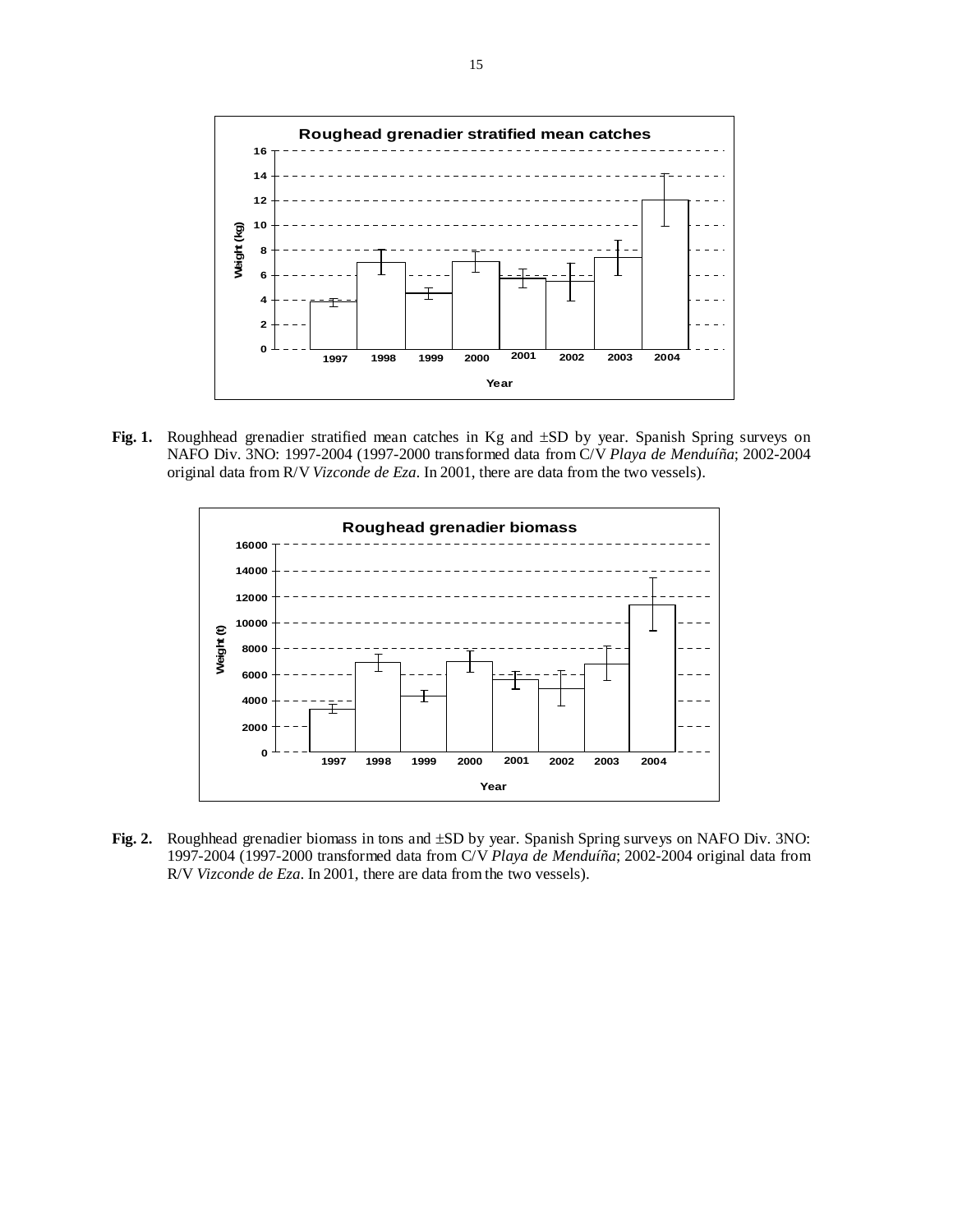**Fig. 1.** Roughhead grenadier stratified mean catches in Kg and ±SD by year. Spanish Spring surveys on NAFO Div. 3NO: 1997-2004 (1997-2000 transformed data from C/V *Playa de Menduíña*; 2002-2004 original data from R/V *Vizconde de Eza*. In 2001, there are data from the two vessels).

**Fig. 2.** Roughhead grenadier biomass in tons and ±SD by year. Spanish Spring surveys on NAFO Div. 3NO: 1997-2004 (1997-2000 transformed data from C/V *Playa de Menduíña*; 2002-2004 original data from R/V *Vizconde de Eza*. In 2001, there are data from the two vessels).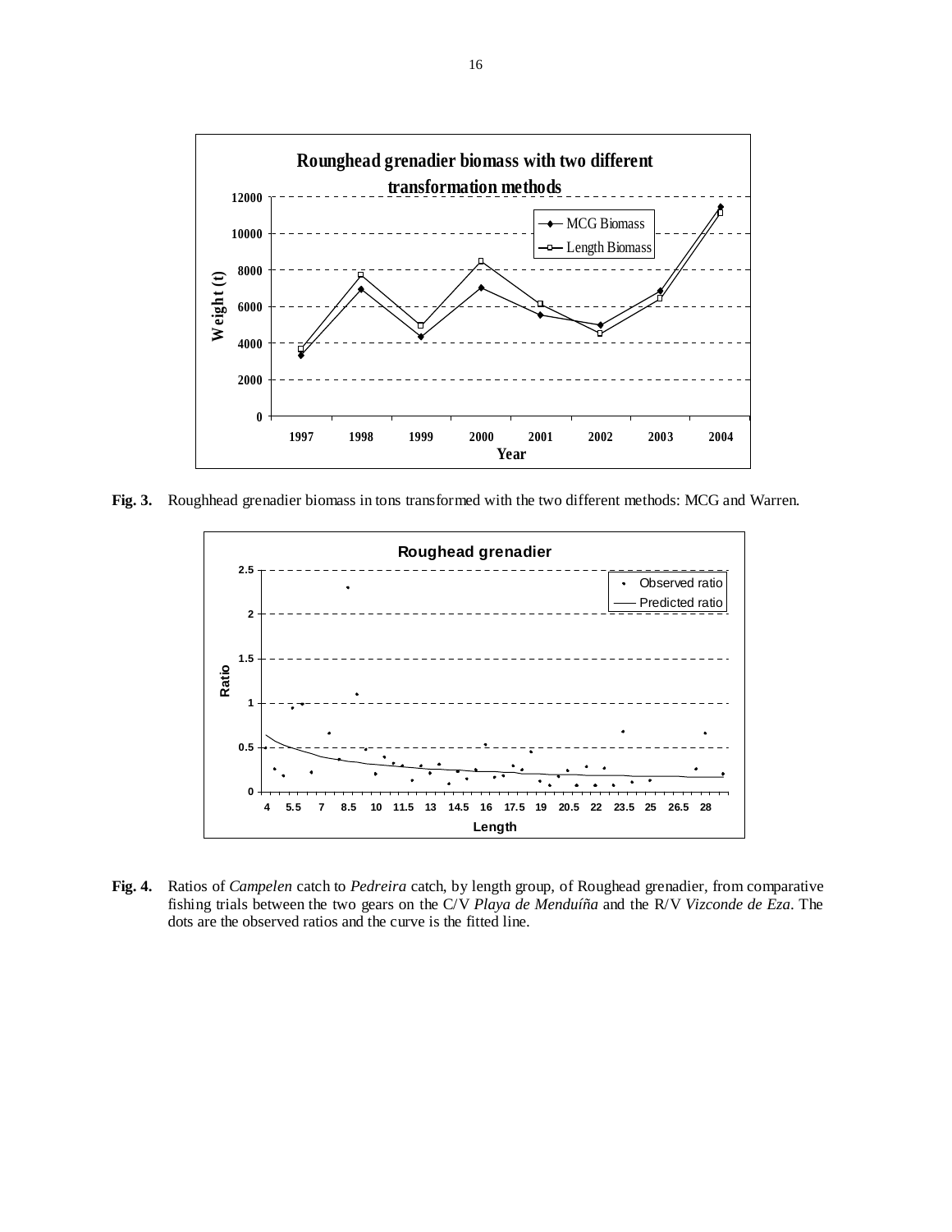**Fig. 3.** Roughhead grenadier biomass in tons transformed with the two different methods: MCG and Warren.

**Fig. 4.** Ratios of *Campelen* catch to *Pedreira* catch, by length group, of Roughead grenadier, from comparative fishing trials between the two gears on the C/V *Playa de Menduíña* and the R/V *Vizconde de Eza*. The dots are the observed ratios and the curve is the fitted line.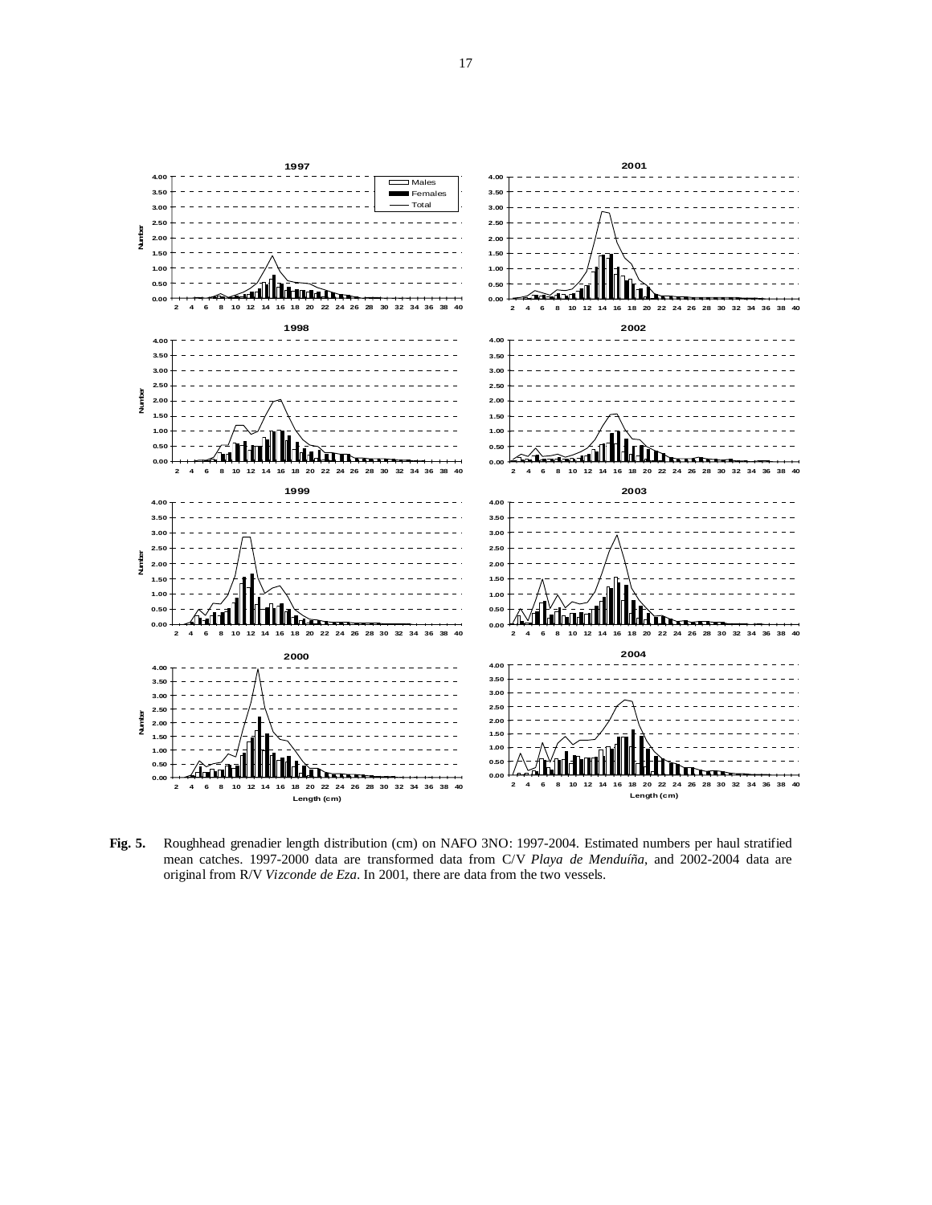**Fig. 5.** Roughhead grenadier length distribution (cm) on NAFO 3NO: 1997-2004. Estimated numbers per haul stratified mean catches. 1997-2000 data are transformed data from C/V *Playa de Menduíña*, and 2002-2004 data are original from R/V *Vizconde de Eza*. In 2001, there are data from the two vessels.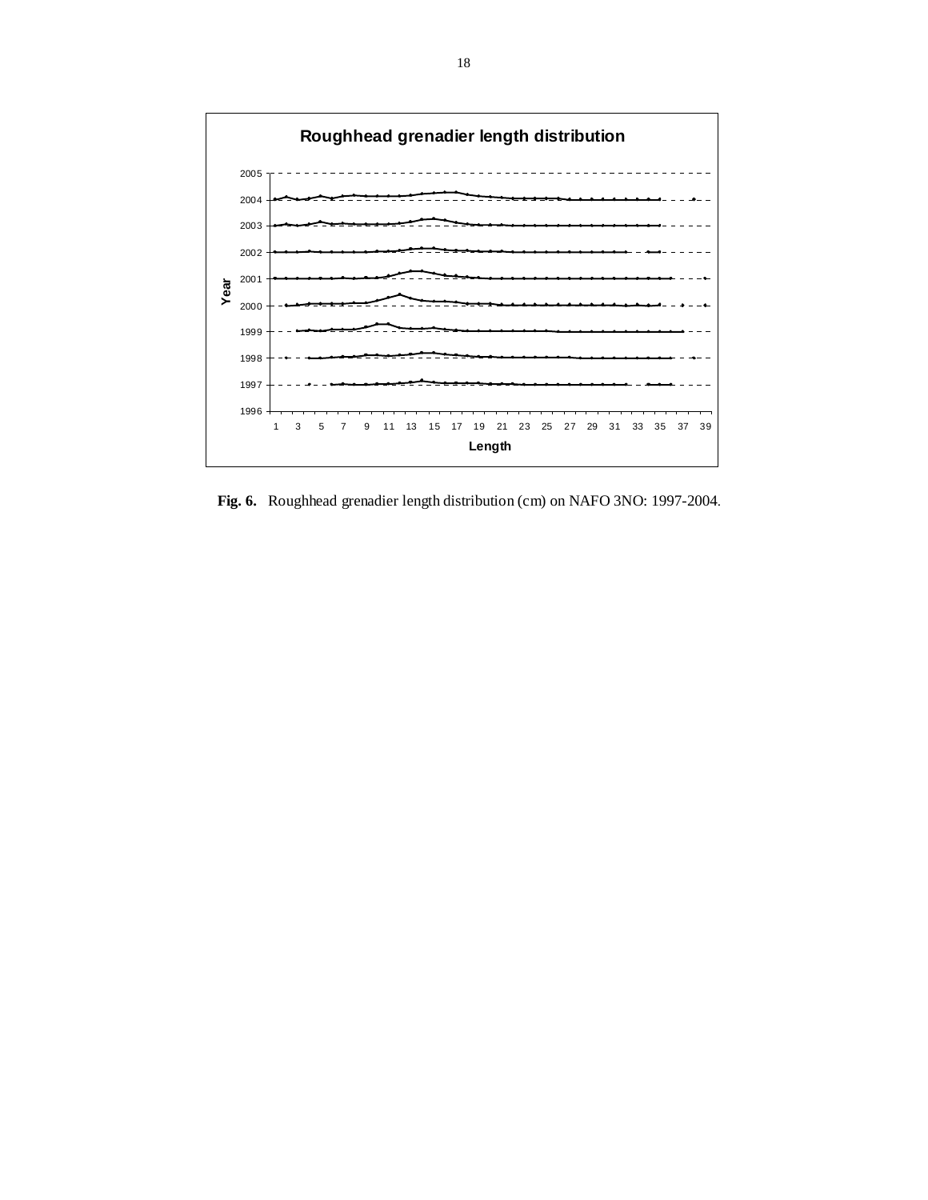Roughhead grenadier length distribution

Year

2005
2004
2003
2002
2001
2000
1999
1998
1997
1996

1 3 5 7 9 11 13 15 17 19 21 23 25 27 29 31 33 35 37 39

Length

**Fig. 6.** Roughhead grenadier length distribution (cm) on NAFO 3NO: 1997-2004.